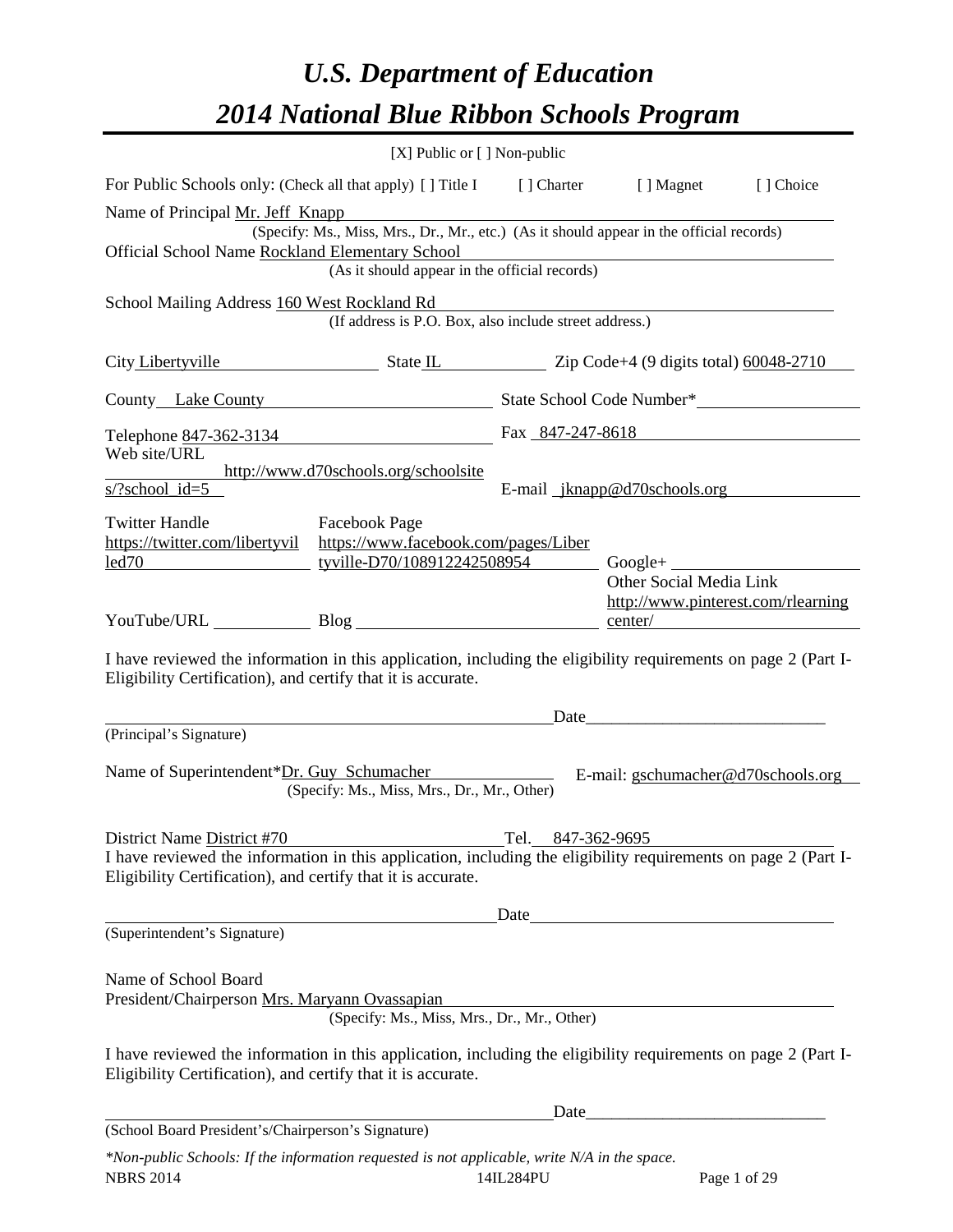# *U.S. Department of Education*
# *2014 National Blue Ribbon Schools Program*

[X] Public or [ ] Non-public

For Public Schools only: (Check all that apply) [ ] Title I [ ] Charter [ ] Magnet [ ] Choice

Name of Principal Mr. Jeff Knapp
(Specify: Ms., Miss, Mrs., Dr., Mr., etc.) (As it should appear in the official records)

Official School Name Rockland Elementary School
(As it should appear in the official records)

School Mailing Address 160 West Rockland Rd
(If address is P.O. Box, also include street address.)

City Libertyville State IL Zip Code+4 (9 digits total) 60048-2710

County Lake County State School Code Number*

Telephone 847-362-3134 Fax 847-247-8618

Web site/URL http://www.d70schools.org/schoolsites/?school_id=5 E-mail jknapp@d70schools.org

Twitter Handle https://twitter.com/libertyvilled70 Facebook Page https://www.facebook.com/pages/Libertyville-D70/108912242508954 Google+

YouTube/URL Blog Other Social Media Link http://www.pinterest.com/rlearningcenter/

I have reviewed the information in this application, including the eligibility requirements on page 2 (Part I-Eligibility Certification), and certify that it is accurate.

Date

(Principal's Signature)

Name of Superintendent*Dr. Guy Schumacher E-mail: gschumacher@d70schools.org
(Specify: Ms., Miss, Mrs., Dr., Mr., Other)

District Name District #70 Tel. 847-362-9695

I have reviewed the information in this application, including the eligibility requirements on page 2 (Part I-Eligibility Certification), and certify that it is accurate.

Date

(Superintendent's Signature)

Name of School Board
President/Chairperson Mrs. Maryann Ovassapian
(Specify: Ms., Miss, Mrs., Dr., Mr., Other)

I have reviewed the information in this application, including the eligibility requirements on page 2 (Part I-Eligibility Certification), and certify that it is accurate.

Date

(School Board President's/Chairperson's Signature)

*\*Non-public Schools: If the information requested is not applicable, write N/A in the space.*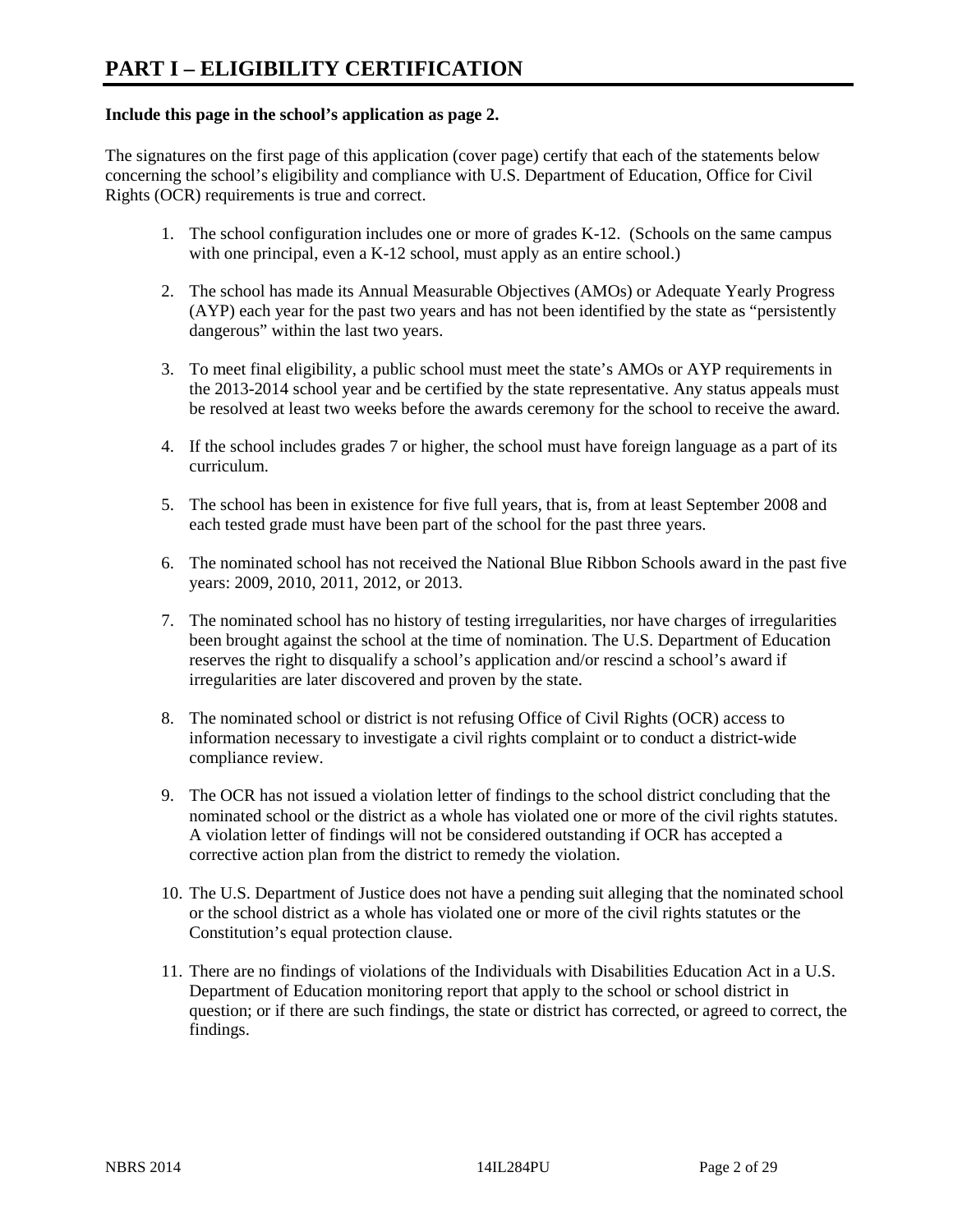# PART I – ELIGIBILITY CERTIFICATION

**Include this page in the school's application as page 2.**

The signatures on the first page of this application (cover page) certify that each of the statements below concerning the school's eligibility and compliance with U.S. Department of Education, Office for Civil Rights (OCR) requirements is true and correct.

1. The school configuration includes one or more of grades K-12. (Schools on the same campus with one principal, even a K-12 school, must apply as an entire school.)

2. The school has made its Annual Measurable Objectives (AMOs) or Adequate Yearly Progress (AYP) each year for the past two years and has not been identified by the state as "persistently dangerous" within the last two years.

3. To meet final eligibility, a public school must meet the state's AMOs or AYP requirements in the 2013-2014 school year and be certified by the state representative. Any status appeals must be resolved at least two weeks before the awards ceremony for the school to receive the award.

4. If the school includes grades 7 or higher, the school must have foreign language as a part of its curriculum.

5. The school has been in existence for five full years, that is, from at least September 2008 and each tested grade must have been part of the school for the past three years.

6. The nominated school has not received the National Blue Ribbon Schools award in the past five years: 2009, 2010, 2011, 2012, or 2013.

7. The nominated school has no history of testing irregularities, nor have charges of irregularities been brought against the school at the time of nomination. The U.S. Department of Education reserves the right to disqualify a school's application and/or rescind a school's award if irregularities are later discovered and proven by the state.

8. The nominated school or district is not refusing Office of Civil Rights (OCR) access to information necessary to investigate a civil rights complaint or to conduct a district-wide compliance review.

9. The OCR has not issued a violation letter of findings to the school district concluding that the nominated school or the district as a whole has violated one or more of the civil rights statutes. A violation letter of findings will not be considered outstanding if OCR has accepted a corrective action plan from the district to remedy the violation.

10. The U.S. Department of Justice does not have a pending suit alleging that the nominated school or the school district as a whole has violated one or more of the civil rights statutes or the Constitution's equal protection clause.

11. There are no findings of violations of the Individuals with Disabilities Education Act in a U.S. Department of Education monitoring report that apply to the school or school district in question; or if there are such findings, the state or district has corrected, or agreed to correct, the findings.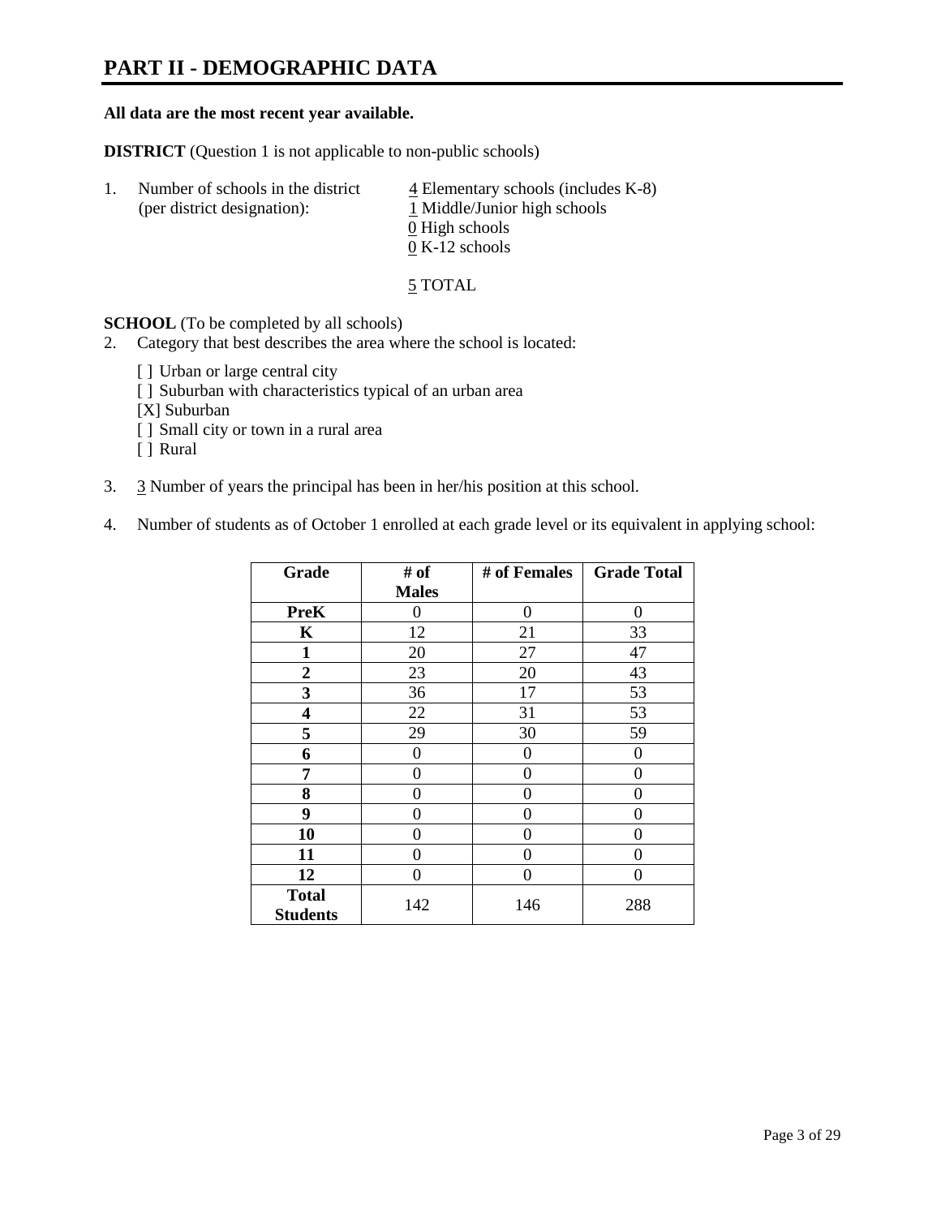# PART II - DEMOGRAPHIC DATA

**All data are the most recent year available.**

**DISTRICT** (Question 1 is not applicable to non-public schools)

1. Number of schools in the district (per district designation):
   4 Elementary schools (includes K-8)
   1 Middle/Junior high schools
   0 High schools
   0 K-12 schools

   5 TOTAL

**SCHOOL** (To be completed by all schools)

2. Category that best describes the area where the school is located:

   [ ] Urban or large central city
   [ ] Suburban with characteristics typical of an urban area
   [X] Suburban
   [ ] Small city or town in a rural area
   [ ] Rural

3. 3 Number of years the principal has been in her/his position at this school.

4. Number of students as of October 1 enrolled at each grade level or its equivalent in applying school:

| Grade | # of Males | # of Females | Grade Total |
|---|---|---|---|
| **PreK** | 0 | 0 | 0 |
| **K** | 12 | 21 | 33 |
| **1** | 20 | 27 | 47 |
| **2** | 23 | 20 | 43 |
| **3** | 36 | 17 | 53 |
| **4** | 22 | 31 | 53 |
| **5** | 29 | 30 | 59 |
| **6** | 0 | 0 | 0 |
| **7** | 0 | 0 | 0 |
| **8** | 0 | 0 | 0 |
| **9** | 0 | 0 | 0 |
| **10** | 0 | 0 | 0 |
| **11** | 0 | 0 | 0 |
| **12** | 0 | 0 | 0 |
| **Total Students** | 142 | 146 | 288 |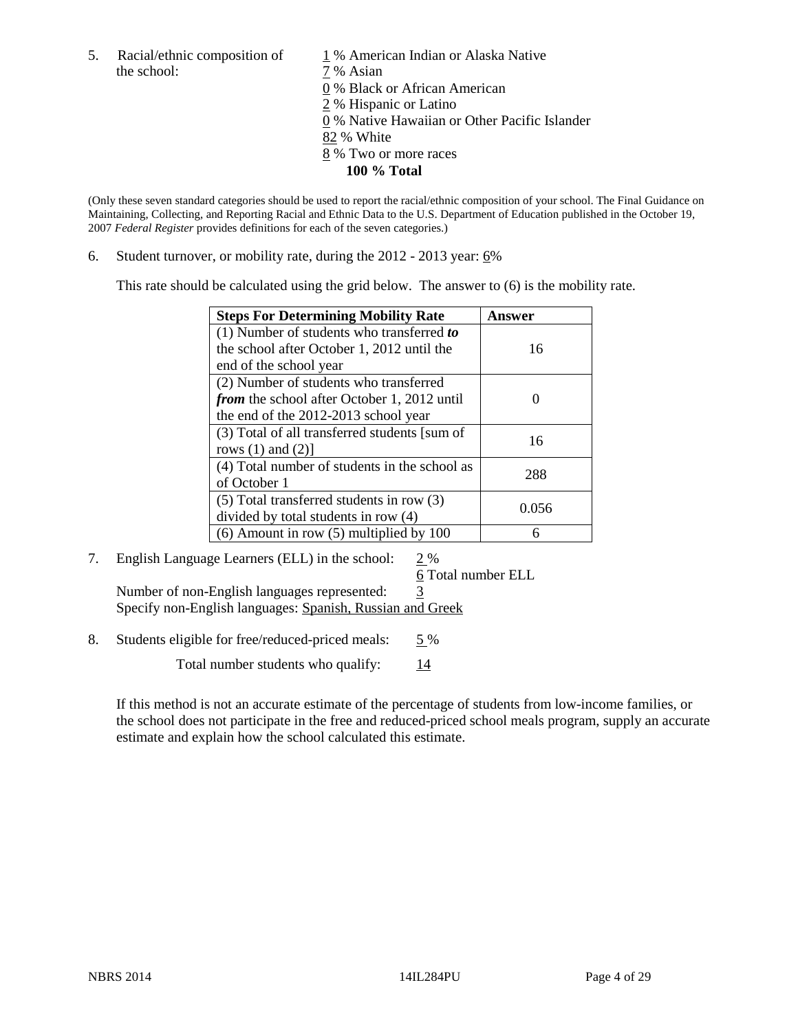5. Racial/ethnic composition of the school:

1 % American Indian or Alaska Native
7 % Asian
0 % Black or African American
2 % Hispanic or Latino
0 % Native Hawaiian or Other Pacific Islander
82 % White
8 % Two or more races
**100 % Total**

(Only these seven standard categories should be used to report the racial/ethnic composition of your school. The Final Guidance on Maintaining, Collecting, and Reporting Racial and Ethnic Data to the U.S. Department of Education published in the October 19, 2007 *Federal Register* provides definitions for each of the seven categories.)

6. Student turnover, or mobility rate, during the 2012 - 2013 year: 6%

This rate should be calculated using the grid below. The answer to (6) is the mobility rate.

| **Steps For Determining Mobility Rate** | **Answer** |
|---|---|
| (1) Number of students who transferred ***to*** the school after October 1, 2012 until the end of the school year | 16 |
| (2) Number of students who transferred ***from*** the school after October 1, 2012 until the end of the 2012-2013 school year | 0 |
| (3) Total of all transferred students [sum of rows (1) and (2)] | 16 |
| (4) Total number of students in the school as of October 1 | 288 |
| (5) Total transferred students in row (3) divided by total students in row (4) | 0.056 |
| (6) Amount in row (5) multiplied by 100 | 6 |

7. English Language Learners (ELL) in the school: 2 %

6 Total number ELL

Number of non-English languages represented: 3

Specify non-English languages: Spanish, Russian and Greek

8. Students eligible for free/reduced-priced meals: 5 %

Total number students who qualify: 14

If this method is not an accurate estimate of the percentage of students from low-income families, or the school does not participate in the free and reduced-priced school meals program, supply an accurate estimate and explain how the school calculated this estimate.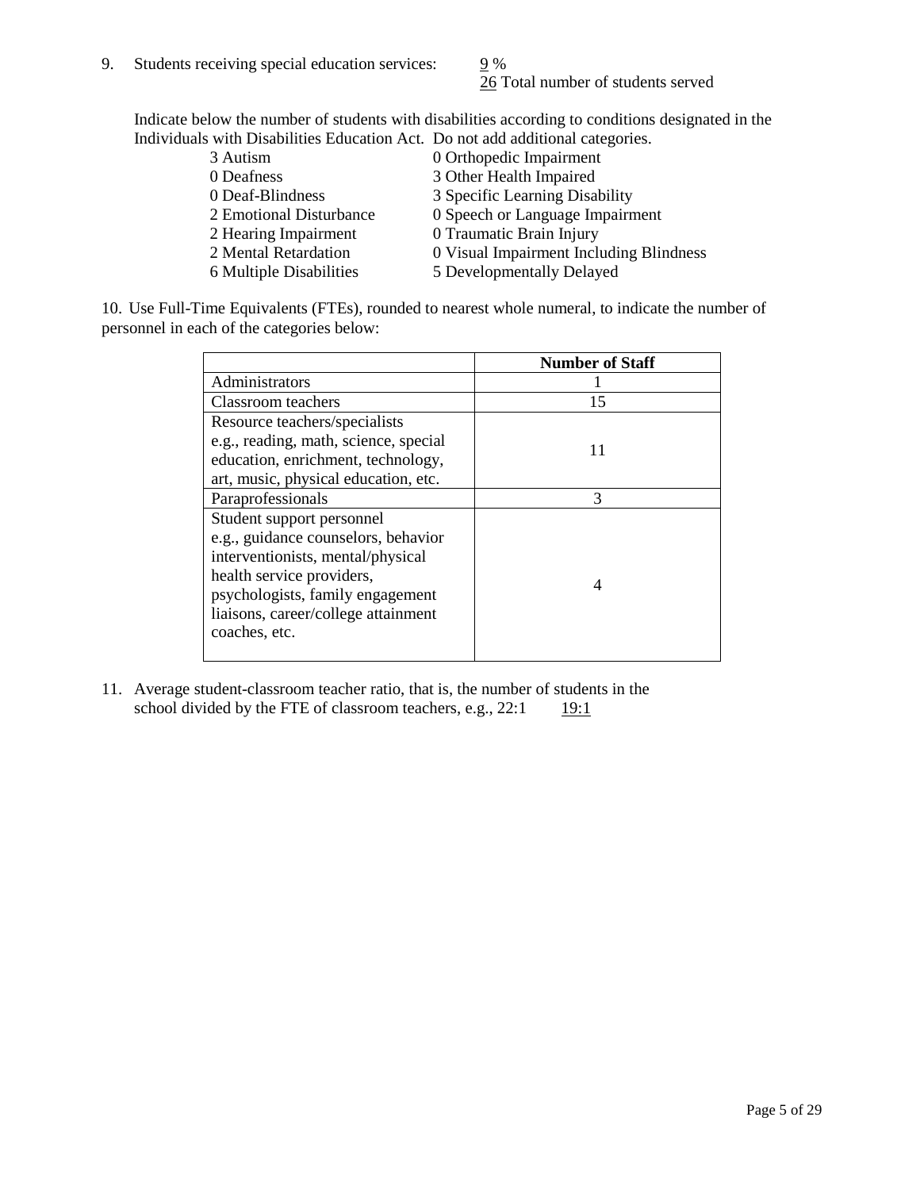9. Students receiving special education services: 9 %
   26 Total number of students served

   Indicate below the number of students with disabilities according to conditions designated in the Individuals with Disabilities Education Act. Do not add additional categories.

   3 Autism
   0 Deafness
   0 Deaf-Blindness
   2 Emotional Disturbance
   2 Hearing Impairment
   2 Mental Retardation
   6 Multiple Disabilities
   0 Orthopedic Impairment
   3 Other Health Impaired
   3 Specific Learning Disability
   0 Speech or Language Impairment
   0 Traumatic Brain Injury
   0 Visual Impairment Including Blindness
   5 Developmentally Delayed

10. Use Full-Time Equivalents (FTEs), rounded to nearest whole numeral, to indicate the number of personnel in each of the categories below:

|  | **Number of Staff** |
|---|---|
| Administrators | 1 |
| Classroom teachers | 15 |
| Resource teachers/specialists e.g., reading, math, science, special education, enrichment, technology, art, music, physical education, etc. | 11 |
| Paraprofessionals | 3 |
| Student support personnel e.g., guidance counselors, behavior interventionists, mental/physical health service providers, psychologists, family engagement liaisons, career/college attainment coaches, etc. | 4 |

11. Average student-classroom teacher ratio, that is, the number of students in the school divided by the FTE of classroom teachers, e.g., 22:1 19:1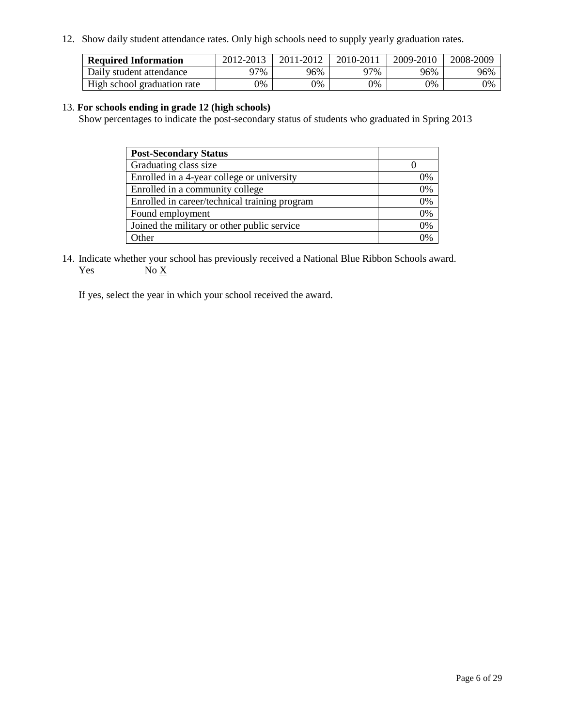12. Show daily student attendance rates. Only high schools need to supply yearly graduation rates.

| **Required Information** | 2012-2013 | 2011-2012 | 2010-2011 | 2009-2010 | 2008-2009 |
|---|---|---|---|---|---|
| Daily student attendance | 97% | 96% | 97% | 96% | 96% |
| High school graduation rate | 0% | 0% | 0% | 0% | 0% |

13. **For schools ending in grade 12 (high schools)**

Show percentages to indicate the post-secondary status of students who graduated in Spring 2013

| **Post-Secondary Status** | |
|---|---|
| Graduating class size | 0 |
| Enrolled in a 4-year college or university | 0% |
| Enrolled in a community college | 0% |
| Enrolled in career/technical training program | 0% |
| Found employment | 0% |
| Joined the military or other public service | 0% |
| Other | 0% |

14. Indicate whether your school has previously received a National Blue Ribbon Schools award.

Yes No X

If yes, select the year in which your school received the award.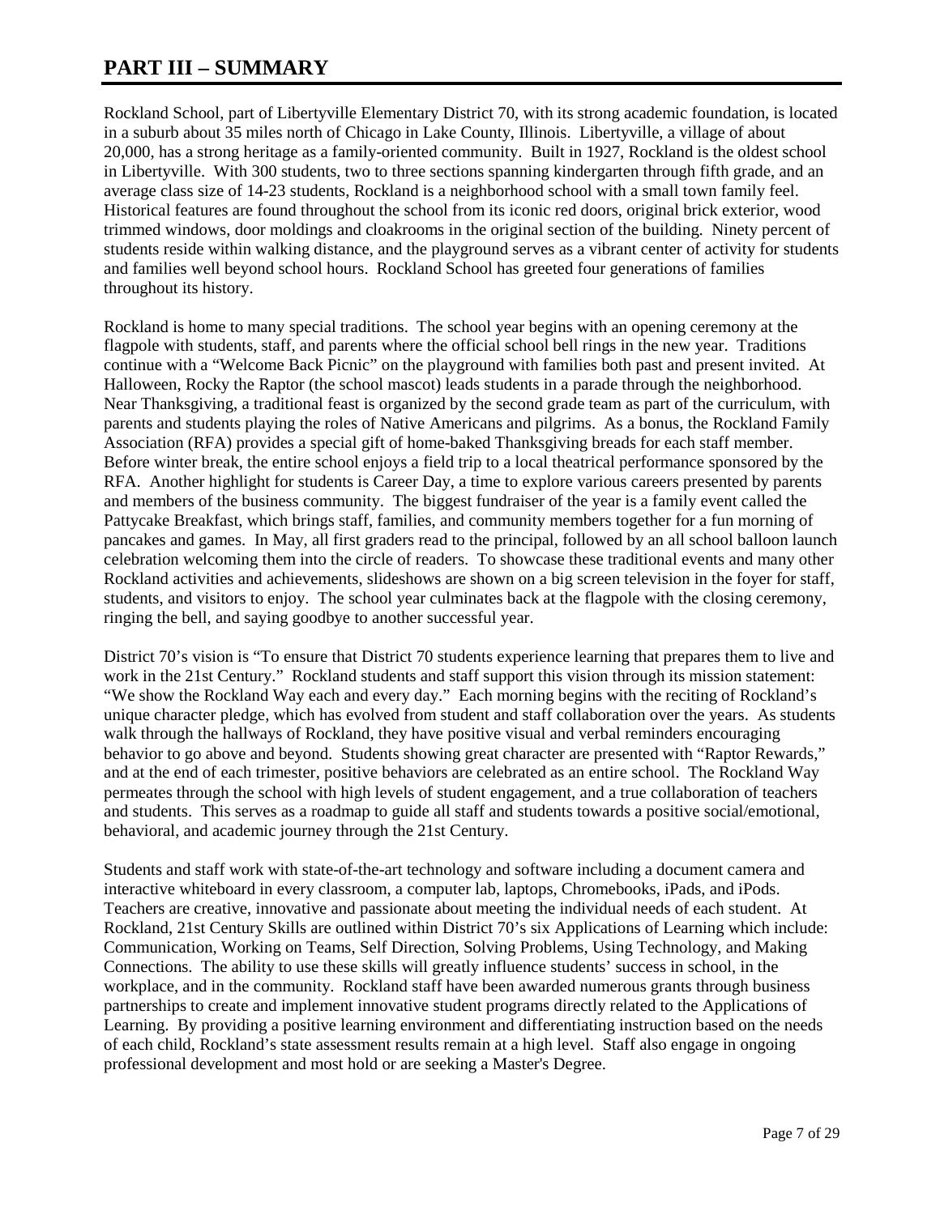# PART III – SUMMARY

Rockland School, part of Libertyville Elementary District 70, with its strong academic foundation, is located in a suburb about 35 miles north of Chicago in Lake County, Illinois. Libertyville, a village of about 20,000, has a strong heritage as a family-oriented community. Built in 1927, Rockland is the oldest school in Libertyville. With 300 students, two to three sections spanning kindergarten through fifth grade, and an average class size of 14-23 students, Rockland is a neighborhood school with a small town family feel. Historical features are found throughout the school from its iconic red doors, original brick exterior, wood trimmed windows, door moldings and cloakrooms in the original section of the building. Ninety percent of students reside within walking distance, and the playground serves as a vibrant center of activity for students and families well beyond school hours. Rockland School has greeted four generations of families throughout its history.

Rockland is home to many special traditions. The school year begins with an opening ceremony at the flagpole with students, staff, and parents where the official school bell rings in the new year. Traditions continue with a "Welcome Back Picnic" on the playground with families both past and present invited. At Halloween, Rocky the Raptor (the school mascot) leads students in a parade through the neighborhood. Near Thanksgiving, a traditional feast is organized by the second grade team as part of the curriculum, with parents and students playing the roles of Native Americans and pilgrims. As a bonus, the Rockland Family Association (RFA) provides a special gift of home-baked Thanksgiving breads for each staff member. Before winter break, the entire school enjoys a field trip to a local theatrical performance sponsored by the RFA. Another highlight for students is Career Day, a time to explore various careers presented by parents and members of the business community. The biggest fundraiser of the year is a family event called the Pattycake Breakfast, which brings staff, families, and community members together for a fun morning of pancakes and games. In May, all first graders read to the principal, followed by an all school balloon launch celebration welcoming them into the circle of readers. To showcase these traditional events and many other Rockland activities and achievements, slideshows are shown on a big screen television in the foyer for staff, students, and visitors to enjoy. The school year culminates back at the flagpole with the closing ceremony, ringing the bell, and saying goodbye to another successful year.

District 70's vision is "To ensure that District 70 students experience learning that prepares them to live and work in the 21st Century." Rockland students and staff support this vision through its mission statement: "We show the Rockland Way each and every day." Each morning begins with the reciting of Rockland's unique character pledge, which has evolved from student and staff collaboration over the years. As students walk through the hallways of Rockland, they have positive visual and verbal reminders encouraging behavior to go above and beyond. Students showing great character are presented with "Raptor Rewards," and at the end of each trimester, positive behaviors are celebrated as an entire school. The Rockland Way permeates through the school with high levels of student engagement, and a true collaboration of teachers and students. This serves as a roadmap to guide all staff and students towards a positive social/emotional, behavioral, and academic journey through the 21st Century.

Students and staff work with state-of-the-art technology and software including a document camera and interactive whiteboard in every classroom, a computer lab, laptops, Chromebooks, iPads, and iPods. Teachers are creative, innovative and passionate about meeting the individual needs of each student. At Rockland, 21st Century Skills are outlined within District 70's six Applications of Learning which include: Communication, Working on Teams, Self Direction, Solving Problems, Using Technology, and Making Connections. The ability to use these skills will greatly influence students' success in school, in the workplace, and in the community. Rockland staff have been awarded numerous grants through business partnerships to create and implement innovative student programs directly related to the Applications of Learning. By providing a positive learning environment and differentiating instruction based on the needs of each child, Rockland's state assessment results remain at a high level. Staff also engage in ongoing professional development and most hold or are seeking a Master's Degree.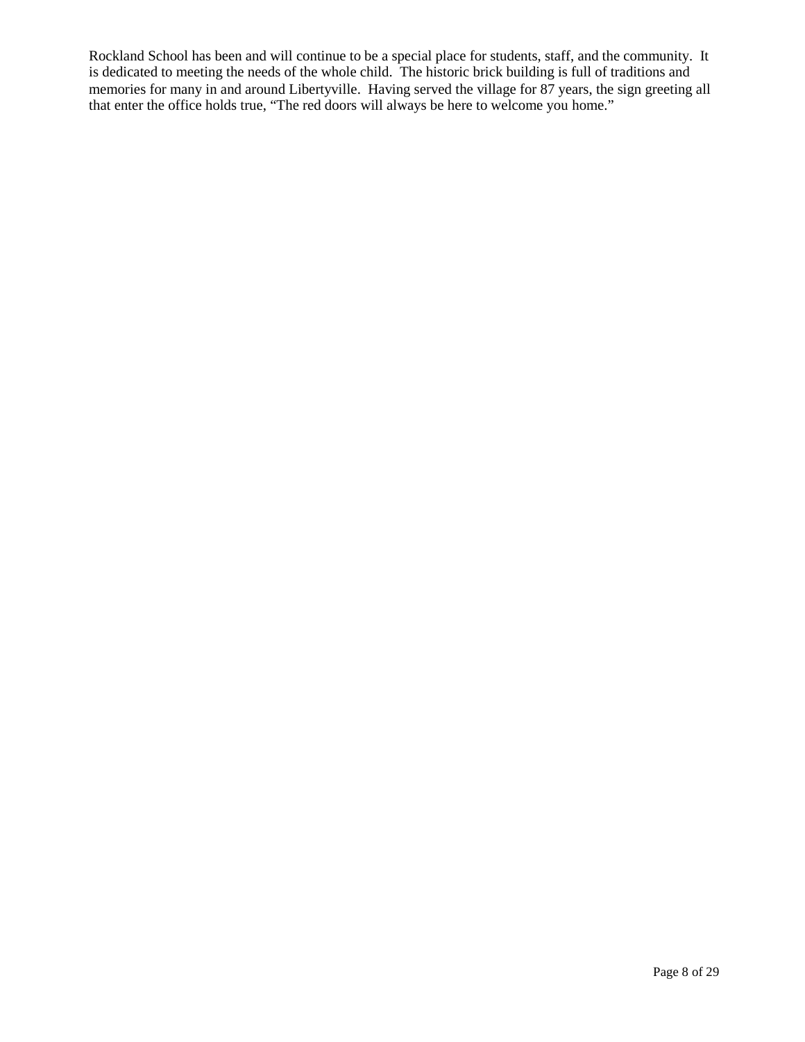Rockland School has been and will continue to be a special place for students, staff, and the community. It is dedicated to meeting the needs of the whole child. The historic brick building is full of traditions and memories for many in and around Libertyville. Having served the village for 87 years, the sign greeting all that enter the office holds true, "The red doors will always be here to welcome you home."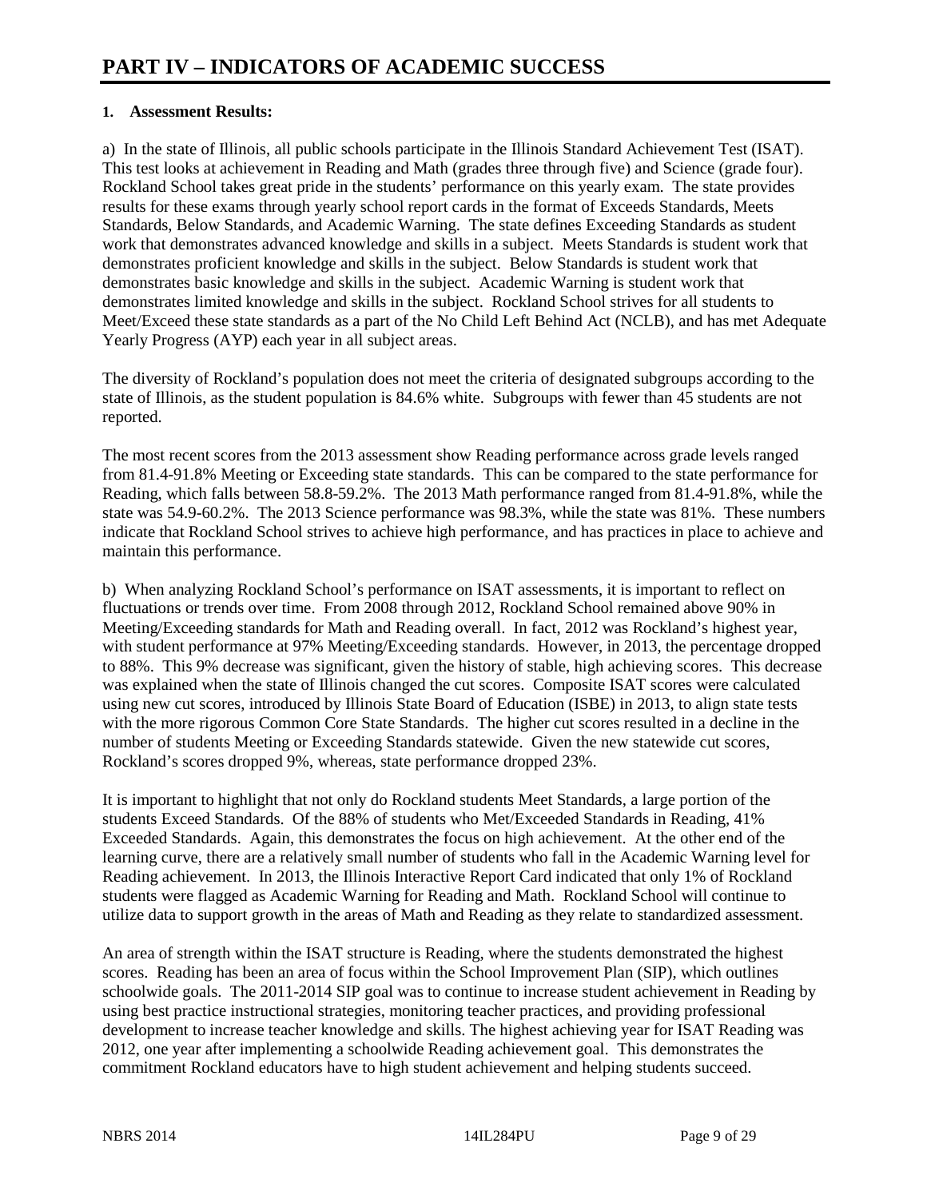# PART IV – INDICATORS OF ACADEMIC SUCCESS

**1. Assessment Results:**

a) In the state of Illinois, all public schools participate in the Illinois Standard Achievement Test (ISAT). This test looks at achievement in Reading and Math (grades three through five) and Science (grade four). Rockland School takes great pride in the students' performance on this yearly exam. The state provides results for these exams through yearly school report cards in the format of Exceeds Standards, Meets Standards, Below Standards, and Academic Warning. The state defines Exceeding Standards as student work that demonstrates advanced knowledge and skills in a subject. Meets Standards is student work that demonstrates proficient knowledge and skills in the subject. Below Standards is student work that demonstrates basic knowledge and skills in the subject. Academic Warning is student work that demonstrates limited knowledge and skills in the subject. Rockland School strives for all students to Meet/Exceed these state standards as a part of the No Child Left Behind Act (NCLB), and has met Adequate Yearly Progress (AYP) each year in all subject areas.

The diversity of Rockland's population does not meet the criteria of designated subgroups according to the state of Illinois, as the student population is 84.6% white. Subgroups with fewer than 45 students are not reported.

The most recent scores from the 2013 assessment show Reading performance across grade levels ranged from 81.4-91.8% Meeting or Exceeding state standards. This can be compared to the state performance for Reading, which falls between 58.8-59.2%. The 2013 Math performance ranged from 81.4-91.8%, while the state was 54.9-60.2%. The 2013 Science performance was 98.3%, while the state was 81%. These numbers indicate that Rockland School strives to achieve high performance, and has practices in place to achieve and maintain this performance.

b) When analyzing Rockland School's performance on ISAT assessments, it is important to reflect on fluctuations or trends over time. From 2008 through 2012, Rockland School remained above 90% in Meeting/Exceeding standards for Math and Reading overall. In fact, 2012 was Rockland's highest year, with student performance at 97% Meeting/Exceeding standards. However, in 2013, the percentage dropped to 88%. This 9% decrease was significant, given the history of stable, high achieving scores. This decrease was explained when the state of Illinois changed the cut scores. Composite ISAT scores were calculated using new cut scores, introduced by Illinois State Board of Education (ISBE) in 2013, to align state tests with the more rigorous Common Core State Standards. The higher cut scores resulted in a decline in the number of students Meeting or Exceeding Standards statewide. Given the new statewide cut scores, Rockland's scores dropped 9%, whereas, state performance dropped 23%.

It is important to highlight that not only do Rockland students Meet Standards, a large portion of the students Exceed Standards. Of the 88% of students who Met/Exceeded Standards in Reading, 41% Exceeded Standards. Again, this demonstrates the focus on high achievement. At the other end of the learning curve, there are a relatively small number of students who fall in the Academic Warning level for Reading achievement. In 2013, the Illinois Interactive Report Card indicated that only 1% of Rockland students were flagged as Academic Warning for Reading and Math. Rockland School will continue to utilize data to support growth in the areas of Math and Reading as they relate to standardized assessment.

An area of strength within the ISAT structure is Reading, where the students demonstrated the highest scores. Reading has been an area of focus within the School Improvement Plan (SIP), which outlines schoolwide goals. The 2011-2014 SIP goal was to continue to increase student achievement in Reading by using best practice instructional strategies, monitoring teacher practices, and providing professional development to increase teacher knowledge and skills. The highest achieving year for ISAT Reading was 2012, one year after implementing a schoolwide Reading achievement goal. This demonstrates the commitment Rockland educators have to high student achievement and helping students succeed.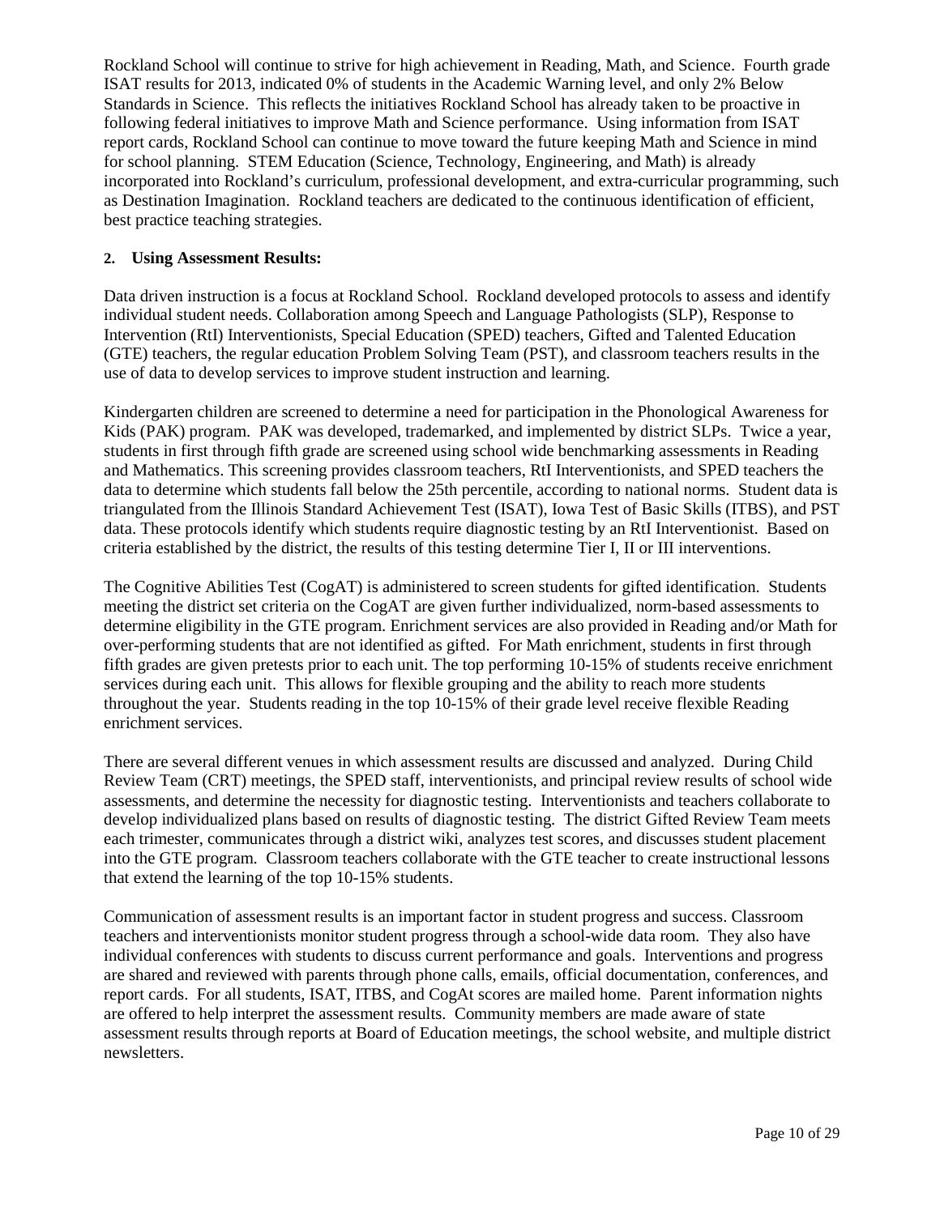Rockland School will continue to strive for high achievement in Reading, Math, and Science. Fourth grade ISAT results for 2013, indicated 0% of students in the Academic Warning level, and only 2% Below Standards in Science. This reflects the initiatives Rockland School has already taken to be proactive in following federal initiatives to improve Math and Science performance. Using information from ISAT report cards, Rockland School can continue to move toward the future keeping Math and Science in mind for school planning. STEM Education (Science, Technology, Engineering, and Math) is already incorporated into Rockland's curriculum, professional development, and extra-curricular programming, such as Destination Imagination. Rockland teachers are dedicated to the continuous identification of efficient, best practice teaching strategies.

**2. Using Assessment Results:**

Data driven instruction is a focus at Rockland School. Rockland developed protocols to assess and identify individual student needs. Collaboration among Speech and Language Pathologists (SLP), Response to Intervention (RtI) Interventionists, Special Education (SPED) teachers, Gifted and Talented Education (GTE) teachers, the regular education Problem Solving Team (PST), and classroom teachers results in the use of data to develop services to improve student instruction and learning.

Kindergarten children are screened to determine a need for participation in the Phonological Awareness for Kids (PAK) program. PAK was developed, trademarked, and implemented by district SLPs. Twice a year, students in first through fifth grade are screened using school wide benchmarking assessments in Reading and Mathematics. This screening provides classroom teachers, RtI Interventionists, and SPED teachers the data to determine which students fall below the 25th percentile, according to national norms. Student data is triangulated from the Illinois Standard Achievement Test (ISAT), Iowa Test of Basic Skills (ITBS), and PST data. These protocols identify which students require diagnostic testing by an RtI Interventionist. Based on criteria established by the district, the results of this testing determine Tier I, II or III interventions.

The Cognitive Abilities Test (CogAT) is administered to screen students for gifted identification. Students meeting the district set criteria on the CogAT are given further individualized, norm-based assessments to determine eligibility in the GTE program. Enrichment services are also provided in Reading and/or Math for over-performing students that are not identified as gifted. For Math enrichment, students in first through fifth grades are given pretests prior to each unit. The top performing 10-15% of students receive enrichment services during each unit. This allows for flexible grouping and the ability to reach more students throughout the year. Students reading in the top 10-15% of their grade level receive flexible Reading enrichment services.

There are several different venues in which assessment results are discussed and analyzed. During Child Review Team (CRT) meetings, the SPED staff, interventionists, and principal review results of school wide assessments, and determine the necessity for diagnostic testing. Interventionists and teachers collaborate to develop individualized plans based on results of diagnostic testing. The district Gifted Review Team meets each trimester, communicates through a district wiki, analyzes test scores, and discusses student placement into the GTE program. Classroom teachers collaborate with the GTE teacher to create instructional lessons that extend the learning of the top 10-15% students.

Communication of assessment results is an important factor in student progress and success. Classroom teachers and interventionists monitor student progress through a school-wide data room. They also have individual conferences with students to discuss current performance and goals. Interventions and progress are shared and reviewed with parents through phone calls, emails, official documentation, conferences, and report cards. For all students, ISAT, ITBS, and CogAt scores are mailed home. Parent information nights are offered to help interpret the assessment results. Community members are made aware of state assessment results through reports at Board of Education meetings, the school website, and multiple district newsletters.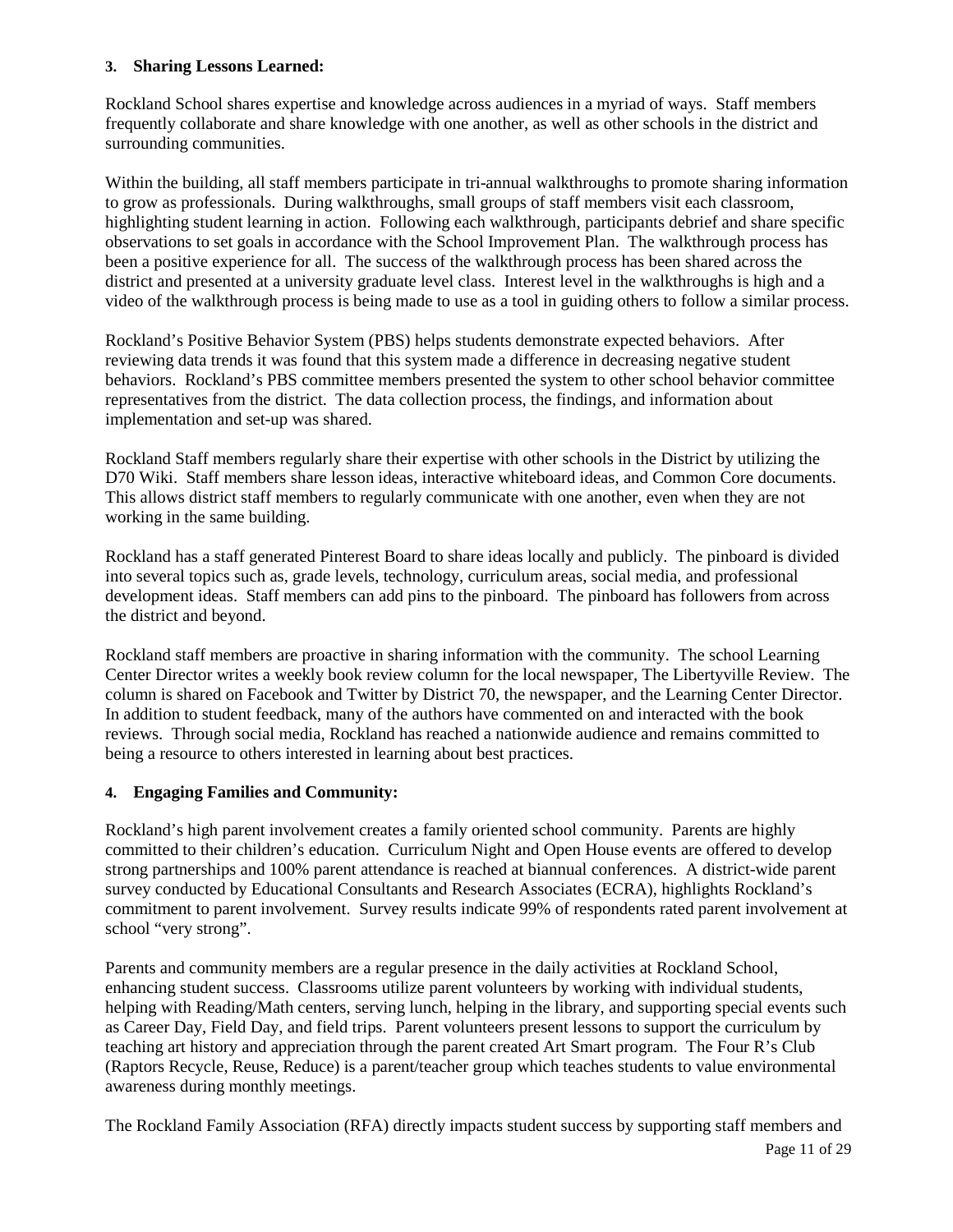### 3. Sharing Lessons Learned:

Rockland School shares expertise and knowledge across audiences in a myriad of ways. Staff members frequently collaborate and share knowledge with one another, as well as other schools in the district and surrounding communities.

Within the building, all staff members participate in tri-annual walkthroughs to promote sharing information to grow as professionals. During walkthroughs, small groups of staff members visit each classroom, highlighting student learning in action. Following each walkthrough, participants debrief and share specific observations to set goals in accordance with the School Improvement Plan. The walkthrough process has been a positive experience for all. The success of the walkthrough process has been shared across the district and presented at a university graduate level class. Interest level in the walkthroughs is high and a video of the walkthrough process is being made to use as a tool in guiding others to follow a similar process.

Rockland's Positive Behavior System (PBS) helps students demonstrate expected behaviors. After reviewing data trends it was found that this system made a difference in decreasing negative student behaviors. Rockland's PBS committee members presented the system to other school behavior committee representatives from the district. The data collection process, the findings, and information about implementation and set-up was shared.

Rockland Staff members regularly share their expertise with other schools in the District by utilizing the D70 Wiki. Staff members share lesson ideas, interactive whiteboard ideas, and Common Core documents. This allows district staff members to regularly communicate with one another, even when they are not working in the same building.

Rockland has a staff generated Pinterest Board to share ideas locally and publicly. The pinboard is divided into several topics such as, grade levels, technology, curriculum areas, social media, and professional development ideas. Staff members can add pins to the pinboard. The pinboard has followers from across the district and beyond.

Rockland staff members are proactive in sharing information with the community. The school Learning Center Director writes a weekly book review column for the local newspaper, The Libertyville Review. The column is shared on Facebook and Twitter by District 70, the newspaper, and the Learning Center Director. In addition to student feedback, many of the authors have commented on and interacted with the book reviews. Through social media, Rockland has reached a nationwide audience and remains committed to being a resource to others interested in learning about best practices.

### 4. Engaging Families and Community:

Rockland's high parent involvement creates a family oriented school community. Parents are highly committed to their children's education. Curriculum Night and Open House events are offered to develop strong partnerships and 100% parent attendance is reached at biannual conferences. A district-wide parent survey conducted by Educational Consultants and Research Associates (ECRA), highlights Rockland's commitment to parent involvement. Survey results indicate 99% of respondents rated parent involvement at school "very strong".

Parents and community members are a regular presence in the daily activities at Rockland School, enhancing student success. Classrooms utilize parent volunteers by working with individual students, helping with Reading/Math centers, serving lunch, helping in the library, and supporting special events such as Career Day, Field Day, and field trips. Parent volunteers present lessons to support the curriculum by teaching art history and appreciation through the parent created Art Smart program. The Four R's Club (Raptors Recycle, Reuse, Reduce) is a parent/teacher group which teaches students to value environmental awareness during monthly meetings.

The Rockland Family Association (RFA) directly impacts student success by supporting staff members and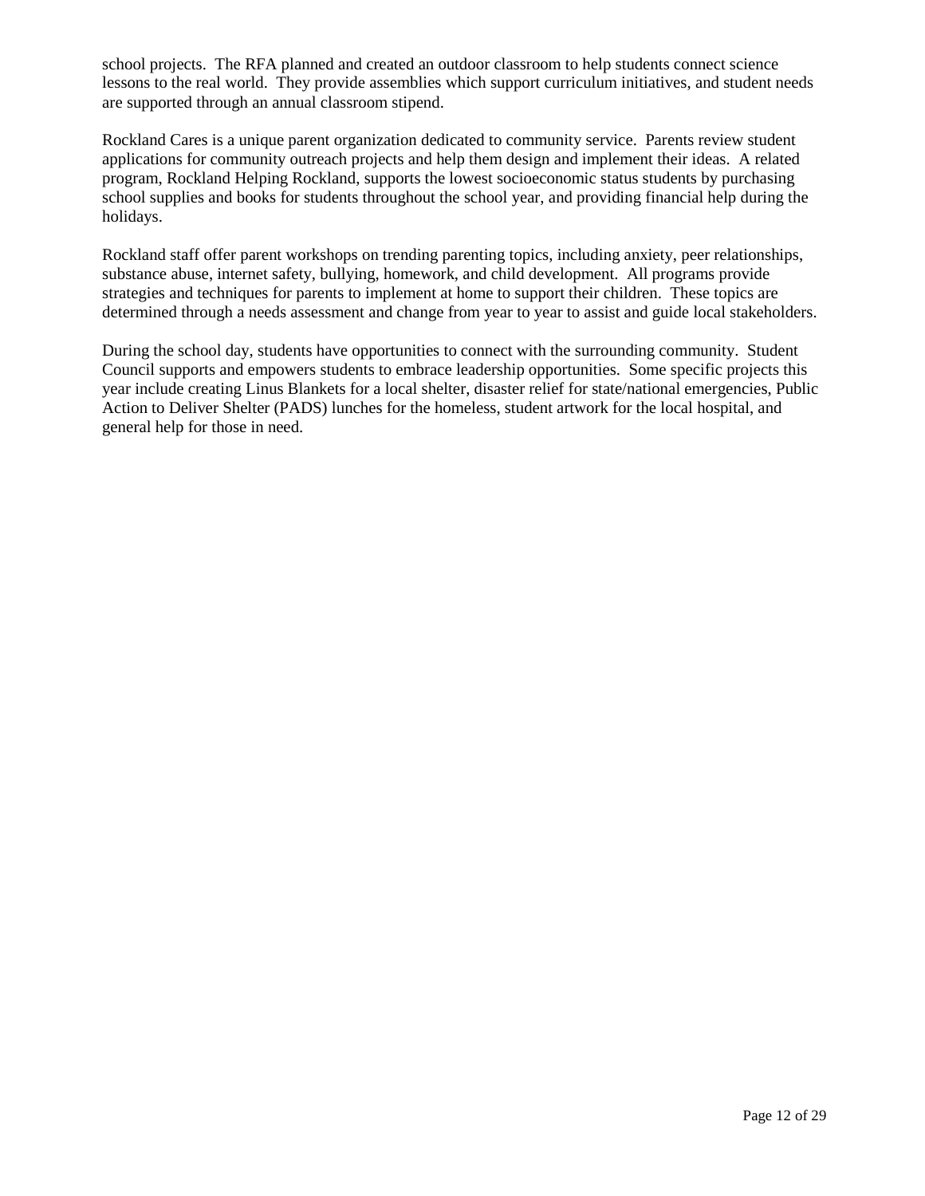school projects. The RFA planned and created an outdoor classroom to help students connect science lessons to the real world. They provide assemblies which support curriculum initiatives, and student needs are supported through an annual classroom stipend.

Rockland Cares is a unique parent organization dedicated to community service. Parents review student applications for community outreach projects and help them design and implement their ideas. A related program, Rockland Helping Rockland, supports the lowest socioeconomic status students by purchasing school supplies and books for students throughout the school year, and providing financial help during the holidays.

Rockland staff offer parent workshops on trending parenting topics, including anxiety, peer relationships, substance abuse, internet safety, bullying, homework, and child development. All programs provide strategies and techniques for parents to implement at home to support their children. These topics are determined through a needs assessment and change from year to year to assist and guide local stakeholders.

During the school day, students have opportunities to connect with the surrounding community. Student Council supports and empowers students to embrace leadership opportunities. Some specific projects this year include creating Linus Blankets for a local shelter, disaster relief for state/national emergencies, Public Action to Deliver Shelter (PADS) lunches for the homeless, student artwork for the local hospital, and general help for those in need.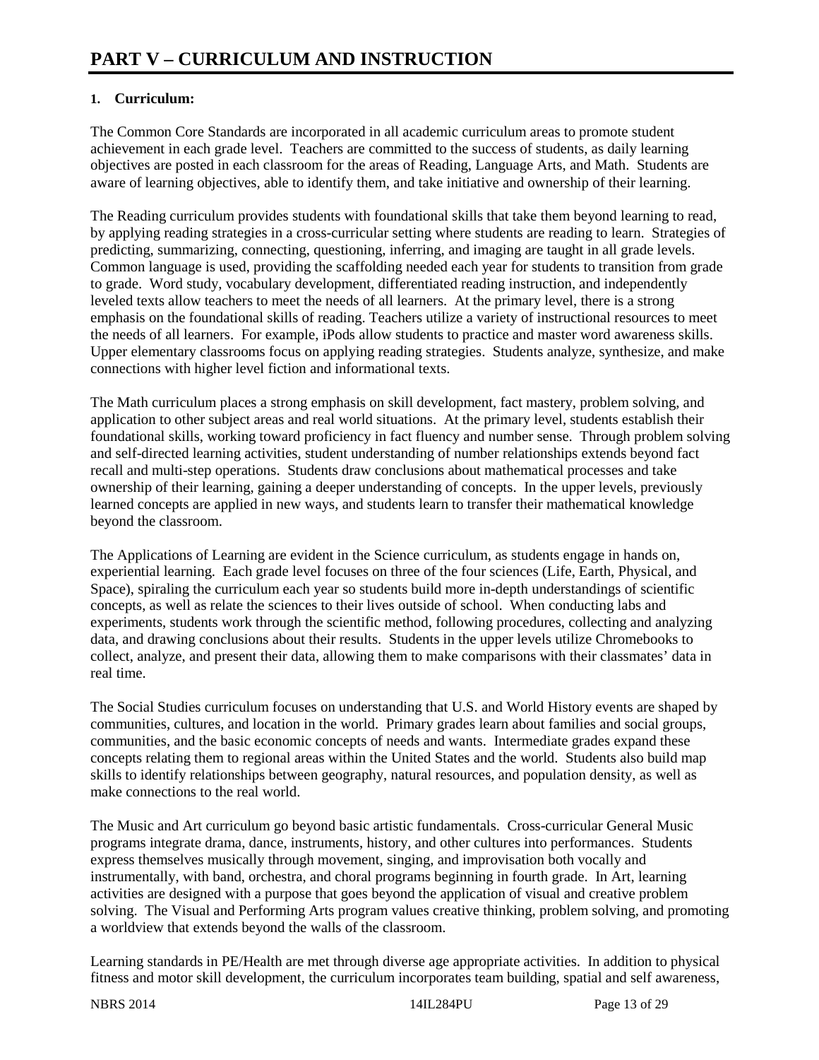# PART V – CURRICULUM AND INSTRUCTION

**1. Curriculum:**

The Common Core Standards are incorporated in all academic curriculum areas to promote student achievement in each grade level. Teachers are committed to the success of students, as daily learning objectives are posted in each classroom for the areas of Reading, Language Arts, and Math. Students are aware of learning objectives, able to identify them, and take initiative and ownership of their learning.

The Reading curriculum provides students with foundational skills that take them beyond learning to read, by applying reading strategies in a cross-curricular setting where students are reading to learn. Strategies of predicting, summarizing, connecting, questioning, inferring, and imaging are taught in all grade levels. Common language is used, providing the scaffolding needed each year for students to transition from grade to grade. Word study, vocabulary development, differentiated reading instruction, and independently leveled texts allow teachers to meet the needs of all learners. At the primary level, there is a strong emphasis on the foundational skills of reading. Teachers utilize a variety of instructional resources to meet the needs of all learners. For example, iPods allow students to practice and master word awareness skills. Upper elementary classrooms focus on applying reading strategies. Students analyze, synthesize, and make connections with higher level fiction and informational texts.

The Math curriculum places a strong emphasis on skill development, fact mastery, problem solving, and application to other subject areas and real world situations. At the primary level, students establish their foundational skills, working toward proficiency in fact fluency and number sense. Through problem solving and self-directed learning activities, student understanding of number relationships extends beyond fact recall and multi-step operations. Students draw conclusions about mathematical processes and take ownership of their learning, gaining a deeper understanding of concepts. In the upper levels, previously learned concepts are applied in new ways, and students learn to transfer their mathematical knowledge beyond the classroom.

The Applications of Learning are evident in the Science curriculum, as students engage in hands on, experiential learning. Each grade level focuses on three of the four sciences (Life, Earth, Physical, and Space), spiraling the curriculum each year so students build more in-depth understandings of scientific concepts, as well as relate the sciences to their lives outside of school. When conducting labs and experiments, students work through the scientific method, following procedures, collecting and analyzing data, and drawing conclusions about their results. Students in the upper levels utilize Chromebooks to collect, analyze, and present their data, allowing them to make comparisons with their classmates' data in real time.

The Social Studies curriculum focuses on understanding that U.S. and World History events are shaped by communities, cultures, and location in the world. Primary grades learn about families and social groups, communities, and the basic economic concepts of needs and wants. Intermediate grades expand these concepts relating them to regional areas within the United States and the world. Students also build map skills to identify relationships between geography, natural resources, and population density, as well as make connections to the real world.

The Music and Art curriculum go beyond basic artistic fundamentals. Cross-curricular General Music programs integrate drama, dance, instruments, history, and other cultures into performances. Students express themselves musically through movement, singing, and improvisation both vocally and instrumentally, with band, orchestra, and choral programs beginning in fourth grade. In Art, learning activities are designed with a purpose that goes beyond the application of visual and creative problem solving. The Visual and Performing Arts program values creative thinking, problem solving, and promoting a worldview that extends beyond the walls of the classroom.

Learning standards in PE/Health are met through diverse age appropriate activities. In addition to physical fitness and motor skill development, the curriculum incorporates team building, spatial and self awareness,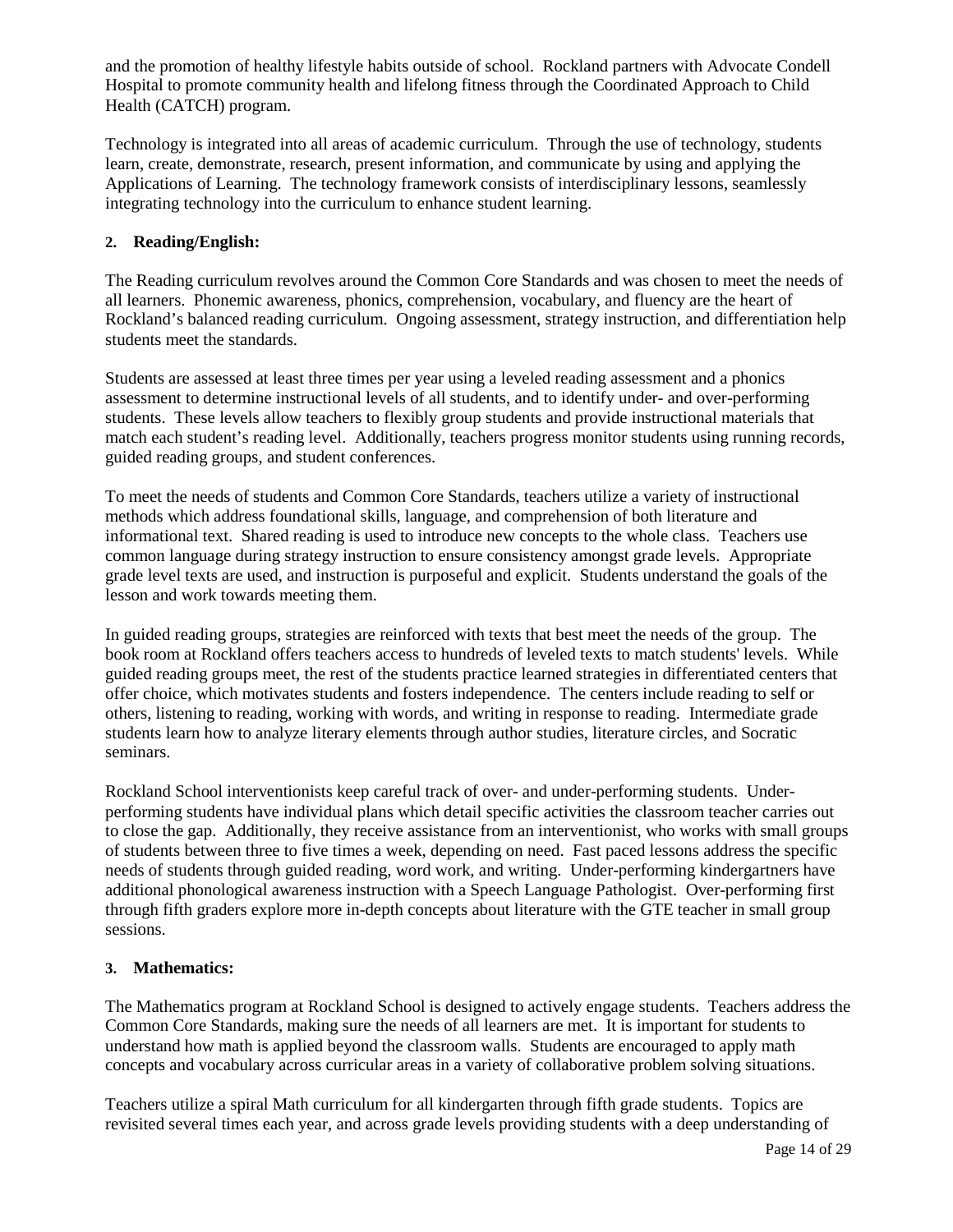and the promotion of healthy lifestyle habits outside of school. Rockland partners with Advocate Condell Hospital to promote community health and lifelong fitness through the Coordinated Approach to Child Health (CATCH) program.

Technology is integrated into all areas of academic curriculum. Through the use of technology, students learn, create, demonstrate, research, present information, and communicate by using and applying the Applications of Learning. The technology framework consists of interdisciplinary lessons, seamlessly integrating technology into the curriculum to enhance student learning.

**2. Reading/English:**

The Reading curriculum revolves around the Common Core Standards and was chosen to meet the needs of all learners. Phonemic awareness, phonics, comprehension, vocabulary, and fluency are the heart of Rockland's balanced reading curriculum. Ongoing assessment, strategy instruction, and differentiation help students meet the standards.

Students are assessed at least three times per year using a leveled reading assessment and a phonics assessment to determine instructional levels of all students, and to identify under- and over-performing students. These levels allow teachers to flexibly group students and provide instructional materials that match each student's reading level. Additionally, teachers progress monitor students using running records, guided reading groups, and student conferences.

To meet the needs of students and Common Core Standards, teachers utilize a variety of instructional methods which address foundational skills, language, and comprehension of both literature and informational text. Shared reading is used to introduce new concepts to the whole class. Teachers use common language during strategy instruction to ensure consistency amongst grade levels. Appropriate grade level texts are used, and instruction is purposeful and explicit. Students understand the goals of the lesson and work towards meeting them.

In guided reading groups, strategies are reinforced with texts that best meet the needs of the group. The book room at Rockland offers teachers access to hundreds of leveled texts to match students' levels. While guided reading groups meet, the rest of the students practice learned strategies in differentiated centers that offer choice, which motivates students and fosters independence. The centers include reading to self or others, listening to reading, working with words, and writing in response to reading. Intermediate grade students learn how to analyze literary elements through author studies, literature circles, and Socratic seminars.

Rockland School interventionists keep careful track of over- and under-performing students. Under-performing students have individual plans which detail specific activities the classroom teacher carries out to close the gap. Additionally, they receive assistance from an interventionist, who works with small groups of students between three to five times a week, depending on need. Fast paced lessons address the specific needs of students through guided reading, word work, and writing. Under-performing kindergartners have additional phonological awareness instruction with a Speech Language Pathologist. Over-performing first through fifth graders explore more in-depth concepts about literature with the GTE teacher in small group sessions.

**3. Mathematics:**

The Mathematics program at Rockland School is designed to actively engage students. Teachers address the Common Core Standards, making sure the needs of all learners are met. It is important for students to understand how math is applied beyond the classroom walls. Students are encouraged to apply math concepts and vocabulary across curricular areas in a variety of collaborative problem solving situations.

Teachers utilize a spiral Math curriculum for all kindergarten through fifth grade students. Topics are revisited several times each year, and across grade levels providing students with a deep understanding of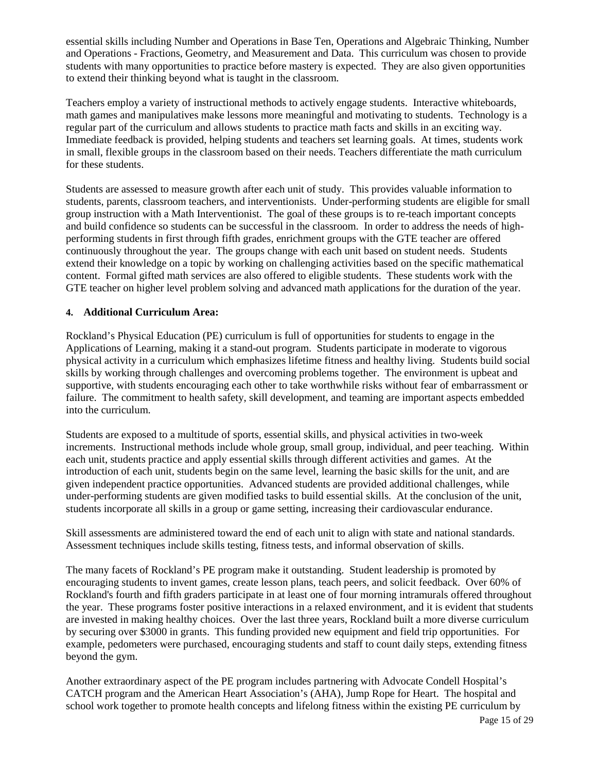essential skills including Number and Operations in Base Ten, Operations and Algebraic Thinking, Number and Operations - Fractions, Geometry, and Measurement and Data. This curriculum was chosen to provide students with many opportunities to practice before mastery is expected. They are also given opportunities to extend their thinking beyond what is taught in the classroom.

Teachers employ a variety of instructional methods to actively engage students. Interactive whiteboards, math games and manipulatives make lessons more meaningful and motivating to students. Technology is a regular part of the curriculum and allows students to practice math facts and skills in an exciting way. Immediate feedback is provided, helping students and teachers set learning goals. At times, students work in small, flexible groups in the classroom based on their needs. Teachers differentiate the math curriculum for these students.

Students are assessed to measure growth after each unit of study. This provides valuable information to students, parents, classroom teachers, and interventionists. Under-performing students are eligible for small group instruction with a Math Interventionist. The goal of these groups is to re-teach important concepts and build confidence so students can be successful in the classroom. In order to address the needs of high-performing students in first through fifth grades, enrichment groups with the GTE teacher are offered continuously throughout the year. The groups change with each unit based on student needs. Students extend their knowledge on a topic by working on challenging activities based on the specific mathematical content. Formal gifted math services are also offered to eligible students. These students work with the GTE teacher on higher level problem solving and advanced math applications for the duration of the year.

#### 4. Additional Curriculum Area:

Rockland's Physical Education (PE) curriculum is full of opportunities for students to engage in the Applications of Learning, making it a stand-out program. Students participate in moderate to vigorous physical activity in a curriculum which emphasizes lifetime fitness and healthy living. Students build social skills by working through challenges and overcoming problems together. The environment is upbeat and supportive, with students encouraging each other to take worthwhile risks without fear of embarrassment or failure. The commitment to health safety, skill development, and teaming are important aspects embedded into the curriculum.

Students are exposed to a multitude of sports, essential skills, and physical activities in two-week increments. Instructional methods include whole group, small group, individual, and peer teaching. Within each unit, students practice and apply essential skills through different activities and games. At the introduction of each unit, students begin on the same level, learning the basic skills for the unit, and are given independent practice opportunities. Advanced students are provided additional challenges, while under-performing students are given modified tasks to build essential skills. At the conclusion of the unit, students incorporate all skills in a group or game setting, increasing their cardiovascular endurance.

Skill assessments are administered toward the end of each unit to align with state and national standards. Assessment techniques include skills testing, fitness tests, and informal observation of skills.

The many facets of Rockland's PE program make it outstanding. Student leadership is promoted by encouraging students to invent games, create lesson plans, teach peers, and solicit feedback. Over 60% of Rockland's fourth and fifth graders participate in at least one of four morning intramurals offered throughout the year. These programs foster positive interactions in a relaxed environment, and it is evident that students are invested in making healthy choices. Over the last three years, Rockland built a more diverse curriculum by securing over $3000 in grants. This funding provided new equipment and field trip opportunities. For example, pedometers were purchased, encouraging students and staff to count daily steps, extending fitness beyond the gym.

Another extraordinary aspect of the PE program includes partnering with Advocate Condell Hospital's CATCH program and the American Heart Association's (AHA), Jump Rope for Heart. The hospital and school work together to promote health concepts and lifelong fitness within the existing PE curriculum by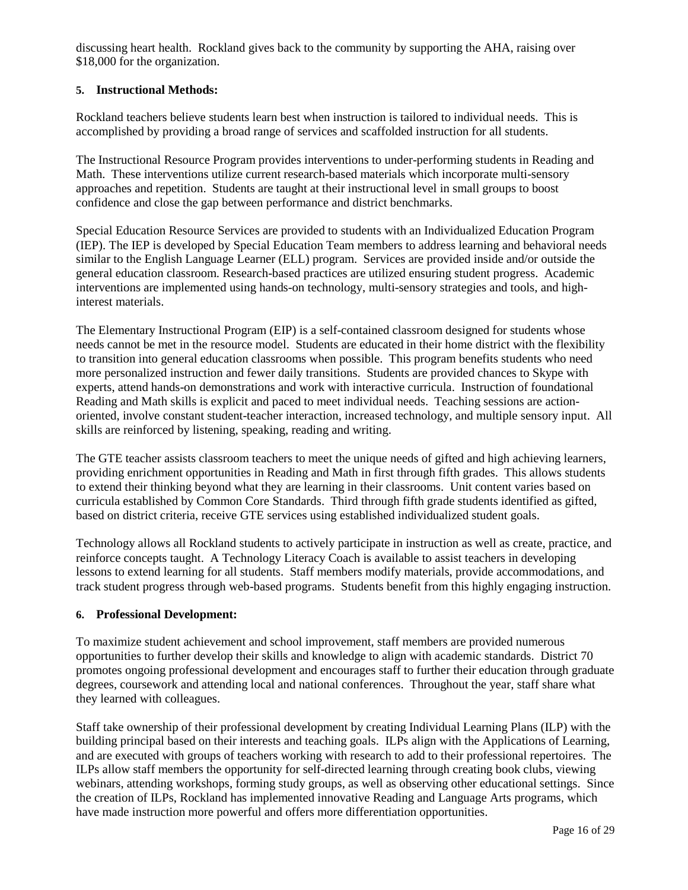discussing heart health. Rockland gives back to the community by supporting the AHA, raising over $18,000 for the organization.

### 5. Instructional Methods:

Rockland teachers believe students learn best when instruction is tailored to individual needs. This is accomplished by providing a broad range of services and scaffolded instruction for all students.

The Instructional Resource Program provides interventions to under-performing students in Reading and Math. These interventions utilize current research-based materials which incorporate multi-sensory approaches and repetition. Students are taught at their instructional level in small groups to boost confidence and close the gap between performance and district benchmarks.

Special Education Resource Services are provided to students with an Individualized Education Program (IEP). The IEP is developed by Special Education Team members to address learning and behavioral needs similar to the English Language Learner (ELL) program. Services are provided inside and/or outside the general education classroom. Research-based practices are utilized ensuring student progress. Academic interventions are implemented using hands-on technology, multi-sensory strategies and tools, and high-interest materials.

The Elementary Instructional Program (EIP) is a self-contained classroom designed for students whose needs cannot be met in the resource model. Students are educated in their home district with the flexibility to transition into general education classrooms when possible. This program benefits students who need more personalized instruction and fewer daily transitions. Students are provided chances to Skype with experts, attend hands-on demonstrations and work with interactive curricula. Instruction of foundational Reading and Math skills is explicit and paced to meet individual needs. Teaching sessions are action-oriented, involve constant student-teacher interaction, increased technology, and multiple sensory input. All skills are reinforced by listening, speaking, reading and writing.

The GTE teacher assists classroom teachers to meet the unique needs of gifted and high achieving learners, providing enrichment opportunities in Reading and Math in first through fifth grades. This allows students to extend their thinking beyond what they are learning in their classrooms. Unit content varies based on curricula established by Common Core Standards. Third through fifth grade students identified as gifted, based on district criteria, receive GTE services using established individualized student goals.

Technology allows all Rockland students to actively participate in instruction as well as create, practice, and reinforce concepts taught. A Technology Literacy Coach is available to assist teachers in developing lessons to extend learning for all students. Staff members modify materials, provide accommodations, and track student progress through web-based programs. Students benefit from this highly engaging instruction.

### 6. Professional Development:

To maximize student achievement and school improvement, staff members are provided numerous opportunities to further develop their skills and knowledge to align with academic standards. District 70 promotes ongoing professional development and encourages staff to further their education through graduate degrees, coursework and attending local and national conferences. Throughout the year, staff share what they learned with colleagues.

Staff take ownership of their professional development by creating Individual Learning Plans (ILP) with the building principal based on their interests and teaching goals. ILPs align with the Applications of Learning, and are executed with groups of teachers working with research to add to their professional repertoires. The ILPs allow staff members the opportunity for self-directed learning through creating book clubs, viewing webinars, attending workshops, forming study groups, as well as observing other educational settings. Since the creation of ILPs, Rockland has implemented innovative Reading and Language Arts programs, which have made instruction more powerful and offers more differentiation opportunities.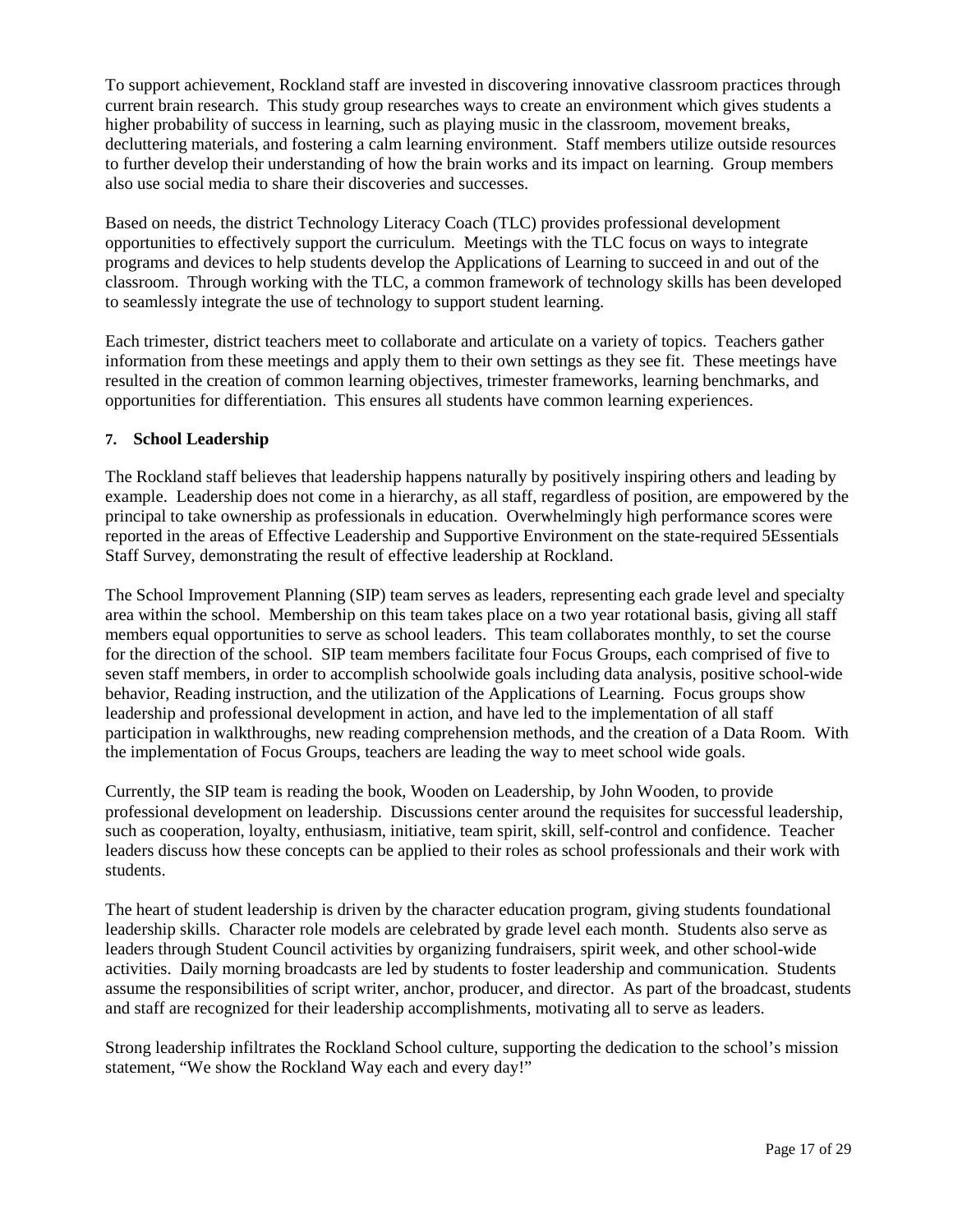To support achievement, Rockland staff are invested in discovering innovative classroom practices through current brain research. This study group researches ways to create an environment which gives students a higher probability of success in learning, such as playing music in the classroom, movement breaks, decluttering materials, and fostering a calm learning environment. Staff members utilize outside resources to further develop their understanding of how the brain works and its impact on learning. Group members also use social media to share their discoveries and successes.

Based on needs, the district Technology Literacy Coach (TLC) provides professional development opportunities to effectively support the curriculum. Meetings with the TLC focus on ways to integrate programs and devices to help students develop the Applications of Learning to succeed in and out of the classroom. Through working with the TLC, a common framework of technology skills has been developed to seamlessly integrate the use of technology to support student learning.

Each trimester, district teachers meet to collaborate and articulate on a variety of topics. Teachers gather information from these meetings and apply them to their own settings as they see fit. These meetings have resulted in the creation of common learning objectives, trimester frameworks, learning benchmarks, and opportunities for differentiation. This ensures all students have common learning experiences.

## 7. School Leadership

The Rockland staff believes that leadership happens naturally by positively inspiring others and leading by example. Leadership does not come in a hierarchy, as all staff, regardless of position, are empowered by the principal to take ownership as professionals in education. Overwhelmingly high performance scores were reported in the areas of Effective Leadership and Supportive Environment on the state-required 5Essentials Staff Survey, demonstrating the result of effective leadership at Rockland.

The School Improvement Planning (SIP) team serves as leaders, representing each grade level and specialty area within the school. Membership on this team takes place on a two year rotational basis, giving all staff members equal opportunities to serve as school leaders. This team collaborates monthly, to set the course for the direction of the school. SIP team members facilitate four Focus Groups, each comprised of five to seven staff members, in order to accomplish schoolwide goals including data analysis, positive school-wide behavior, Reading instruction, and the utilization of the Applications of Learning. Focus groups show leadership and professional development in action, and have led to the implementation of all staff participation in walkthroughs, new reading comprehension methods, and the creation of a Data Room. With the implementation of Focus Groups, teachers are leading the way to meet school wide goals.

Currently, the SIP team is reading the book, Wooden on Leadership, by John Wooden, to provide professional development on leadership. Discussions center around the requisites for successful leadership, such as cooperation, loyalty, enthusiasm, initiative, team spirit, skill, self-control and confidence. Teacher leaders discuss how these concepts can be applied to their roles as school professionals and their work with students.

The heart of student leadership is driven by the character education program, giving students foundational leadership skills. Character role models are celebrated by grade level each month. Students also serve as leaders through Student Council activities by organizing fundraisers, spirit week, and other school-wide activities. Daily morning broadcasts are led by students to foster leadership and communication. Students assume the responsibilities of script writer, anchor, producer, and director. As part of the broadcast, students and staff are recognized for their leadership accomplishments, motivating all to serve as leaders.

Strong leadership infiltrates the Rockland School culture, supporting the dedication to the school's mission statement, "We show the Rockland Way each and every day!"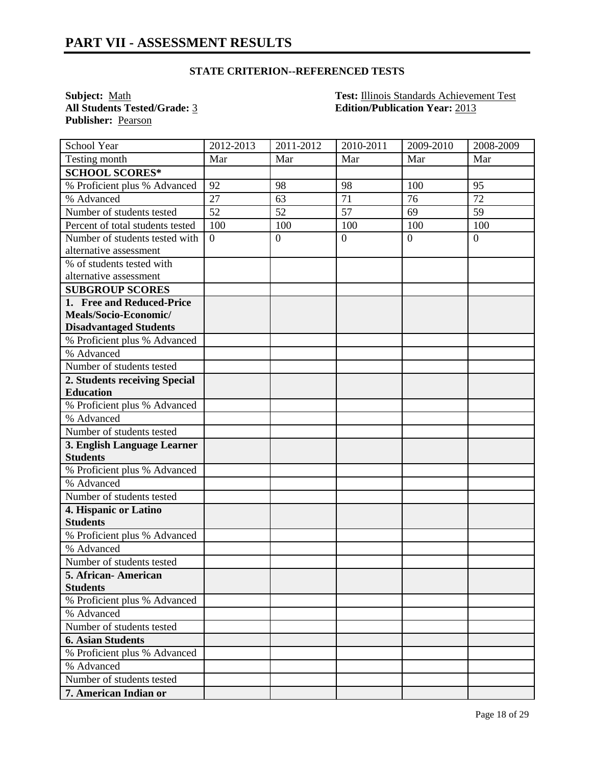## PART VII - ASSESSMENT RESULTS

### STATE CRITERION--REFERENCED TESTS

**Subject:** Math
**All Students Tested/Grade:** 3
**Publisher:** Pearson

**Test:** Illinois Standards Achievement Test
**Edition/Publication Year:** 2013

| School Year | 2012-2013 | 2011-2012 | 2010-2011 | 2009-2010 | 2008-2009 |
|---|---|---|---|---|---|
| Testing month | Mar | Mar | Mar | Mar | Mar |
| **SCHOOL SCORES*** | | | | | |
| % Proficient plus % Advanced | 92 | 98 | 98 | 100 | 95 |
| % Advanced | 27 | 63 | 71 | 76 | 72 |
| Number of students tested | 52 | 52 | 57 | 69 | 59 |
| Percent of total students tested | 100 | 100 | 100 | 100 | 100 |
| Number of students tested with alternative assessment | 0 | 0 | 0 | 0 | 0 |
| % of students tested with alternative assessment | | | | | |
| **SUBGROUP SCORES** | | | | | |
| **1. Free and Reduced-Price Meals/Socio-Economic/ Disadvantaged Students** | | | | | |
| % Proficient plus % Advanced | | | | | |
| % Advanced | | | | | |
| Number of students tested | | | | | |
| **2. Students receiving Special Education** | | | | | |
| % Proficient plus % Advanced | | | | | |
| % Advanced | | | | | |
| Number of students tested | | | | | |
| **3. English Language Learner Students** | | | | | |
| % Proficient plus % Advanced | | | | | |
| % Advanced | | | | | |
| Number of students tested | | | | | |
| **4. Hispanic or Latino Students** | | | | | |
| % Proficient plus % Advanced | | | | | |
| % Advanced | | | | | |
| Number of students tested | | | | | |
| **5. African- American Students** | | | | | |
| % Proficient plus % Advanced | | | | | |
| % Advanced | | | | | |
| Number of students tested | | | | | |
| **6. Asian Students** | | | | | |
| % Proficient plus % Advanced | | | | | |
| % Advanced | | | | | |
| Number of students tested | | | | | |
| **7. American Indian or** | | | | | |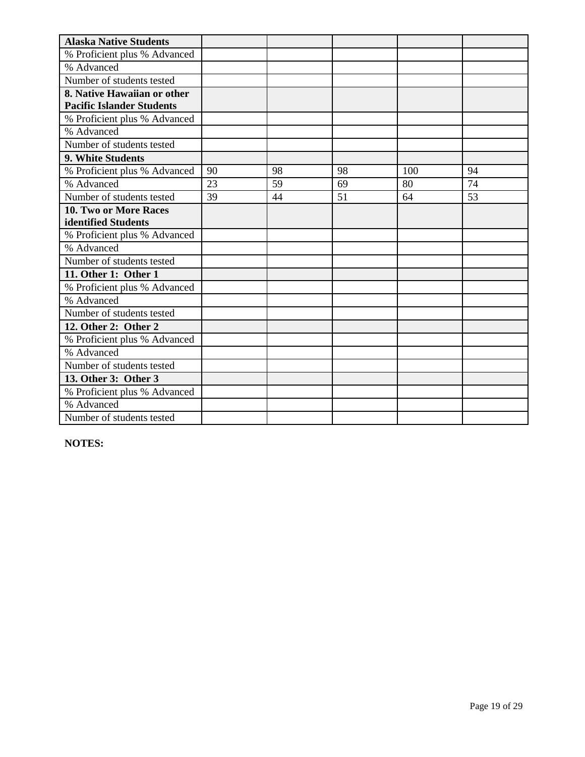| Alaska Native Students | | | | | |
|---|---|---|---|---|---|
| % Proficient plus % Advanced | | | | | |
| % Advanced | | | | | |
| Number of students tested | | | | | |
| **8. Native Hawaiian or other Pacific Islander Students** | | | | | |
| % Proficient plus % Advanced | | | | | |
| % Advanced | | | | | |
| Number of students tested | | | | | |
| **9. White Students** | | | | | |
| % Proficient plus % Advanced | 90 | 98 | 98 | 100 | 94 |
| % Advanced | 23 | 59 | 69 | 80 | 74 |
| Number of students tested | 39 | 44 | 51 | 64 | 53 |
| **10. Two or More Races identified Students** | | | | | |
| % Proficient plus % Advanced | | | | | |
| % Advanced | | | | | |
| Number of students tested | | | | | |
| **11. Other 1: Other 1** | | | | | |
| % Proficient plus % Advanced | | | | | |
| % Advanced | | | | | |
| Number of students tested | | | | | |
| **12. Other 2: Other 2** | | | | | |
| % Proficient plus % Advanced | | | | | |
| % Advanced | | | | | |
| Number of students tested | | | | | |
| **13. Other 3: Other 3** | | | | | |
| % Proficient plus % Advanced | | | | | |
| % Advanced | | | | | |
| Number of students tested | | | | | |

**NOTES:**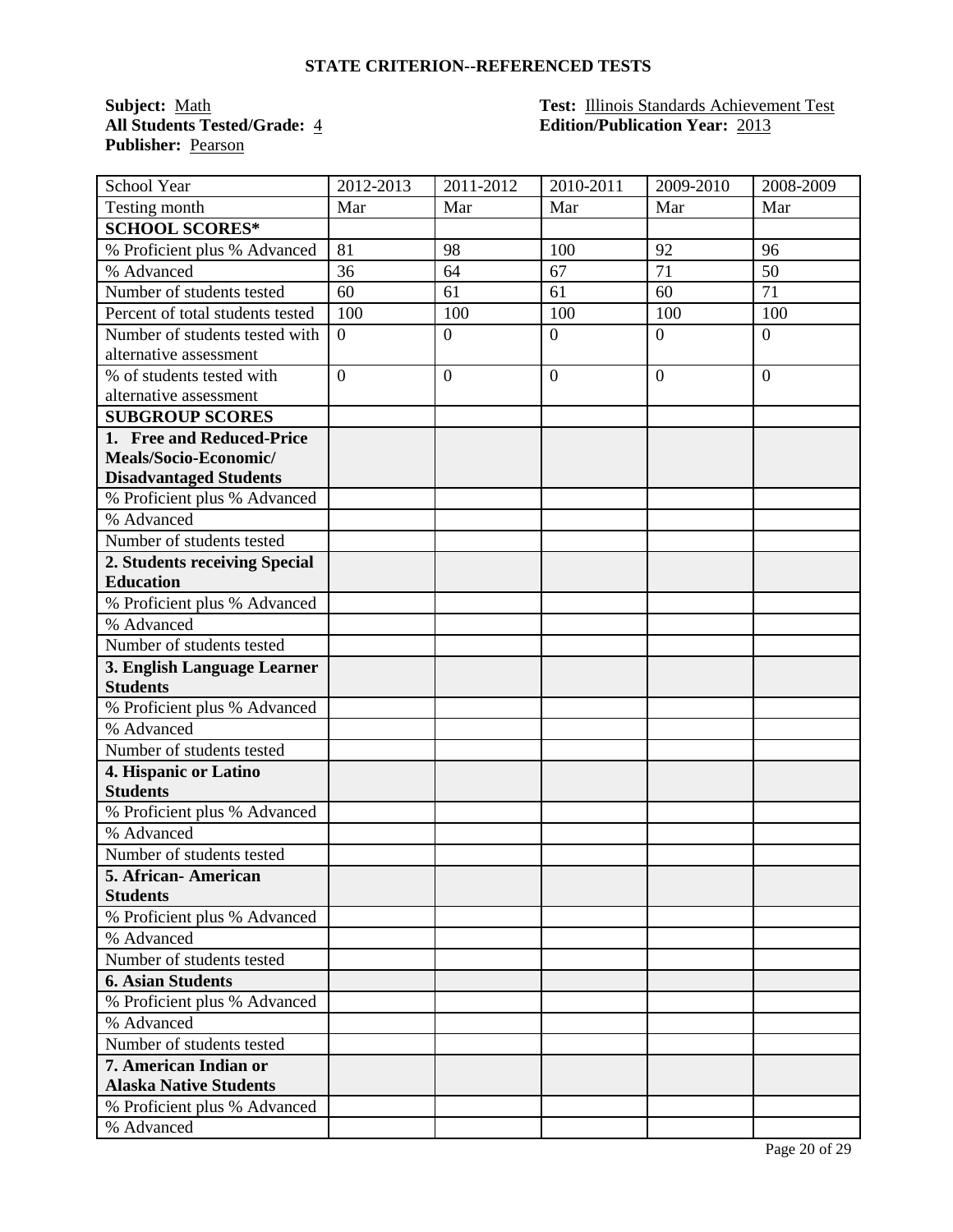**STATE CRITERION--REFERENCED TESTS**

**Subject:** Math
**All Students Tested/Grade:** 4
**Publisher:** Pearson

**Test:** Illinois Standards Achievement Test
**Edition/Publication Year:** 2013

| School Year | 2012-2013 | 2011-2012 | 2010-2011 | 2009-2010 | 2008-2009 |
|---|---|---|---|---|---|
| Testing month | Mar | Mar | Mar | Mar | Mar |
| **SCHOOL SCORES*** | | | | | |
| % Proficient plus % Advanced | 81 | 98 | 100 | 92 | 96 |
| % Advanced | 36 | 64 | 67 | 71 | 50 |
| Number of students tested | 60 | 61 | 61 | 60 | 71 |
| Percent of total students tested | 100 | 100 | 100 | 100 | 100 |
| Number of students tested with alternative assessment | 0 | 0 | 0 | 0 | 0 |
| % of students tested with alternative assessment | 0 | 0 | 0 | 0 | 0 |
| **SUBGROUP SCORES** | | | | | |
| **1. Free and Reduced-Price Meals/Socio-Economic/ Disadvantaged Students** | | | | | |
| % Proficient plus % Advanced | | | | | |
| % Advanced | | | | | |
| Number of students tested | | | | | |
| **2. Students receiving Special Education** | | | | | |
| % Proficient plus % Advanced | | | | | |
| % Advanced | | | | | |
| Number of students tested | | | | | |
| **3. English Language Learner Students** | | | | | |
| % Proficient plus % Advanced | | | | | |
| % Advanced | | | | | |
| Number of students tested | | | | | |
| **4. Hispanic or Latino Students** | | | | | |
| % Proficient plus % Advanced | | | | | |
| % Advanced | | | | | |
| Number of students tested | | | | | |
| **5. African- American Students** | | | | | |
| % Proficient plus % Advanced | | | | | |
| % Advanced | | | | | |
| Number of students tested | | | | | |
| **6. Asian Students** | | | | | |
| % Proficient plus % Advanced | | | | | |
| % Advanced | | | | | |
| Number of students tested | | | | | |
| **7. American Indian or Alaska Native Students** | | | | | |
| % Proficient plus % Advanced | | | | | |
| % Advanced | | | | | |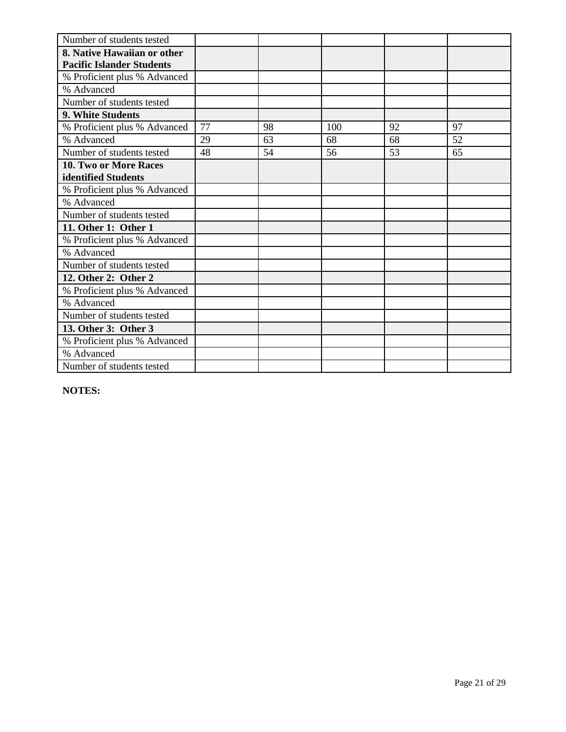| | | | | | |
|---|---|---|---|---|---|
| Number of students tested | | | | | |
| **8. Native Hawaiian or other Pacific Islander Students** | | | | | |
| % Proficient plus % Advanced | | | | | |
| % Advanced | | | | | |
| Number of students tested | | | | | |
| **9. White Students** | | | | | |
| % Proficient plus % Advanced | 77 | 98 | 100 | 92 | 97 |
| % Advanced | 29 | 63 | 68 | 68 | 52 |
| Number of students tested | 48 | 54 | 56 | 53 | 65 |
| **10. Two or More Races identified Students** | | | | | |
| % Proficient plus % Advanced | | | | | |
| % Advanced | | | | | |
| Number of students tested | | | | | |
| **11. Other 1: Other 1** | | | | | |
| % Proficient plus % Advanced | | | | | |
| % Advanced | | | | | |
| Number of students tested | | | | | |
| **12. Other 2: Other 2** | | | | | |
| % Proficient plus % Advanced | | | | | |
| % Advanced | | | | | |
| Number of students tested | | | | | |
| **13. Other 3: Other 3** | | | | | |
| % Proficient plus % Advanced | | | | | |
| % Advanced | | | | | |
| Number of students tested | | | | | |

**NOTES:**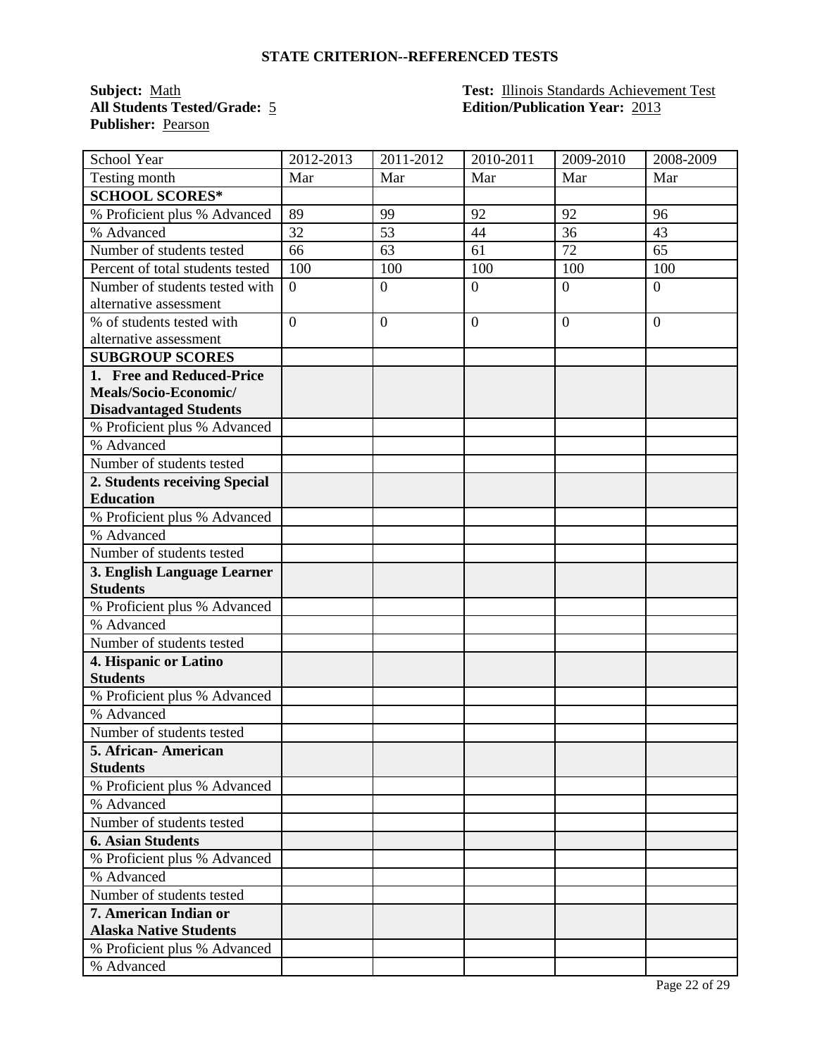## STATE CRITERION--REFERENCED TESTS

**Subject:** Math
**All Students Tested/Grade:** 5
**Publisher:** Pearson

**Test:** Illinois Standards Achievement Test
**Edition/Publication Year:** 2013

| School Year | 2012-2013 | 2011-2012 | 2010-2011 | 2009-2010 | 2008-2009 |
|---|---|---|---|---|---|
| Testing month | Mar | Mar | Mar | Mar | Mar |
| **SCHOOL SCORES*** | | | | | |
| % Proficient plus % Advanced | 89 | 99 | 92 | 92 | 96 |
| % Advanced | 32 | 53 | 44 | 36 | 43 |
| Number of students tested | 66 | 63 | 61 | 72 | 65 |
| Percent of total students tested | 100 | 100 | 100 | 100 | 100 |
| Number of students tested with alternative assessment | 0 | 0 | 0 | 0 | 0 |
| % of students tested with alternative assessment | 0 | 0 | 0 | 0 | 0 |
| **SUBGROUP SCORES** | | | | | |
| **1. Free and Reduced-Price Meals/Socio-Economic/ Disadvantaged Students** | | | | | |
| % Proficient plus % Advanced | | | | | |
| % Advanced | | | | | |
| Number of students tested | | | | | |
| **2. Students receiving Special Education** | | | | | |
| % Proficient plus % Advanced | | | | | |
| % Advanced | | | | | |
| Number of students tested | | | | | |
| **3. English Language Learner Students** | | | | | |
| % Proficient plus % Advanced | | | | | |
| % Advanced | | | | | |
| Number of students tested | | | | | |
| **4. Hispanic or Latino Students** | | | | | |
| % Proficient plus % Advanced | | | | | |
| % Advanced | | | | | |
| Number of students tested | | | | | |
| **5. African- American Students** | | | | | |
| % Proficient plus % Advanced | | | | | |
| % Advanced | | | | | |
| Number of students tested | | | | | |
| **6. Asian Students** | | | | | |
| % Proficient plus % Advanced | | | | | |
| % Advanced | | | | | |
| Number of students tested | | | | | |
| **7. American Indian or Alaska Native Students** | | | | | |
| % Proficient plus % Advanced | | | | | |
| % Advanced | | | | | |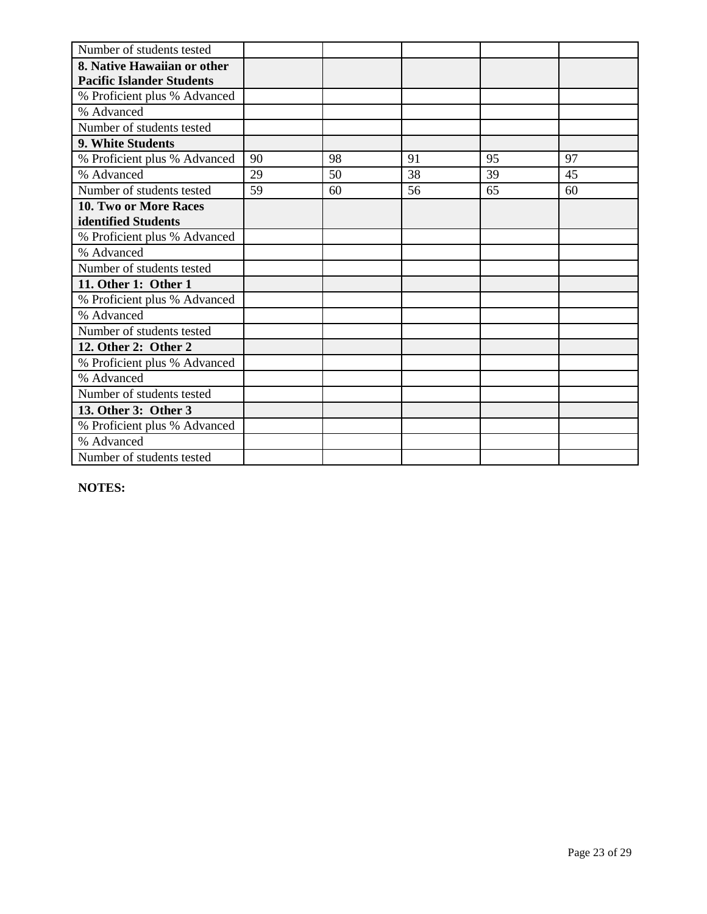| Number of students tested | | | | | |
|---|---|---|---|---|---|
| **8. Native Hawaiian or other Pacific Islander Students** | | | | | |
| % Proficient plus % Advanced | | | | | |
| % Advanced | | | | | |
| Number of students tested | | | | | |
| **9. White Students** | | | | | |
| % Proficient plus % Advanced | 90 | 98 | 91 | 95 | 97 |
| % Advanced | 29 | 50 | 38 | 39 | 45 |
| Number of students tested | 59 | 60 | 56 | 65 | 60 |
| **10. Two or More Races identified Students** | | | | | |
| % Proficient plus % Advanced | | | | | |
| % Advanced | | | | | |
| Number of students tested | | | | | |
| **11. Other 1: Other 1** | | | | | |
| % Proficient plus % Advanced | | | | | |
| % Advanced | | | | | |
| Number of students tested | | | | | |
| **12. Other 2: Other 2** | | | | | |
| % Proficient plus % Advanced | | | | | |
| % Advanced | | | | | |
| Number of students tested | | | | | |
| **13. Other 3: Other 3** | | | | | |
| % Proficient plus % Advanced | | | | | |
| % Advanced | | | | | |
| Number of students tested | | | | | |

**NOTES:**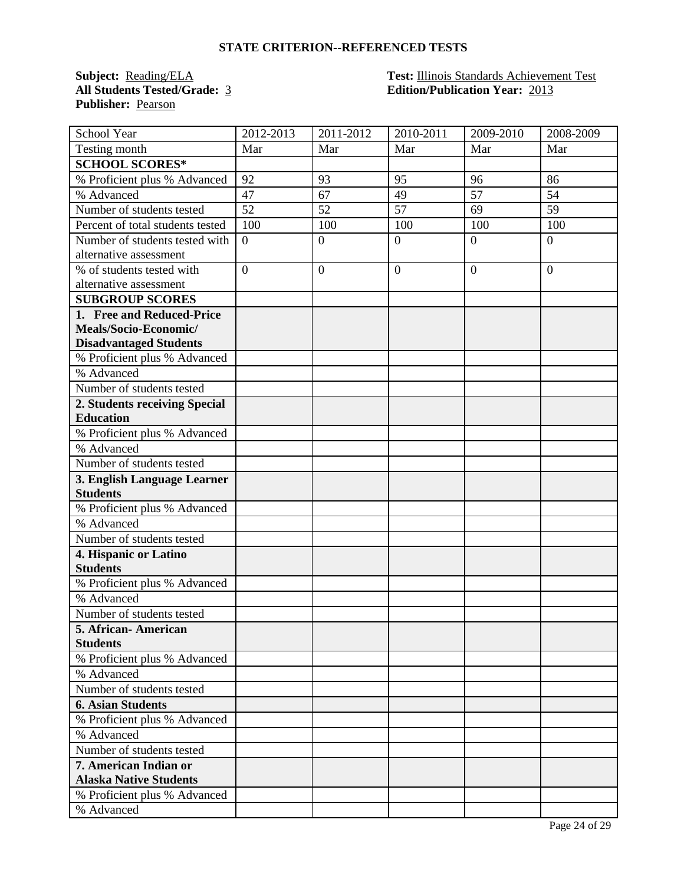**STATE CRITERION--REFERENCED TESTS**

**Subject:** Reading/ELA
**All Students Tested/Grade:** 3
**Publisher:** Pearson

**Test:** Illinois Standards Achievement Test
**Edition/Publication Year:** 2013

| School Year | 2012-2013 | 2011-2012 | 2010-2011 | 2009-2010 | 2008-2009 |
|---|---|---|---|---|---|
| Testing month | Mar | Mar | Mar | Mar | Mar |
| **SCHOOL SCORES*** | | | | | |
| % Proficient plus % Advanced | 92 | 93 | 95 | 96 | 86 |
| % Advanced | 47 | 67 | 49 | 57 | 54 |
| Number of students tested | 52 | 52 | 57 | 69 | 59 |
| Percent of total students tested | 100 | 100 | 100 | 100 | 100 |
| Number of students tested with alternative assessment | 0 | 0 | 0 | 0 | 0 |
| % of students tested with alternative assessment | 0 | 0 | 0 | 0 | 0 |
| **SUBGROUP SCORES** | | | | | |
| **1. Free and Reduced-Price Meals/Socio-Economic/ Disadvantaged Students** | | | | | |
| % Proficient plus % Advanced | | | | | |
| % Advanced | | | | | |
| Number of students tested | | | | | |
| **2. Students receiving Special Education** | | | | | |
| % Proficient plus % Advanced | | | | | |
| % Advanced | | | | | |
| Number of students tested | | | | | |
| **3. English Language Learner Students** | | | | | |
| % Proficient plus % Advanced | | | | | |
| % Advanced | | | | | |
| Number of students tested | | | | | |
| **4. Hispanic or Latino Students** | | | | | |
| % Proficient plus % Advanced | | | | | |
| % Advanced | | | | | |
| Number of students tested | | | | | |
| **5. African- American Students** | | | | | |
| % Proficient plus % Advanced | | | | | |
| % Advanced | | | | | |
| Number of students tested | | | | | |
| **6. Asian Students** | | | | | |
| % Proficient plus % Advanced | | | | | |
| % Advanced | | | | | |
| Number of students tested | | | | | |
| **7. American Indian or Alaska Native Students** | | | | | |
| % Proficient plus % Advanced | | | | | |
| % Advanced | | | | | |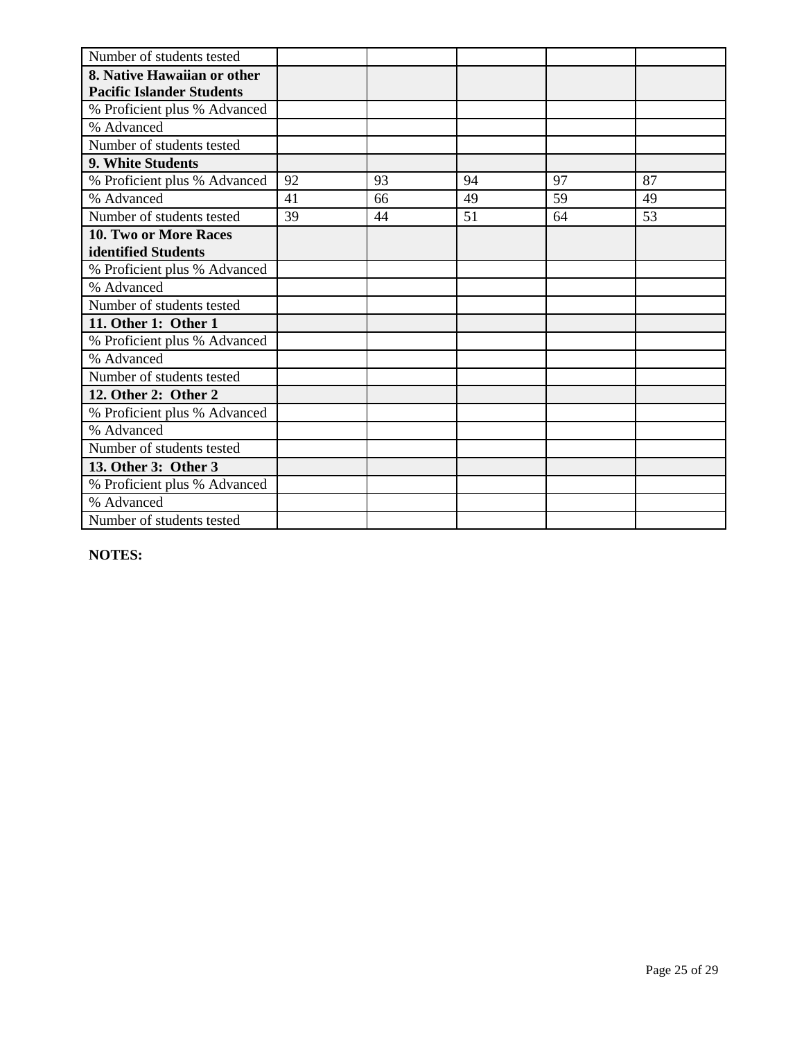| Number of students tested | | | | | |
|---|---|---|---|---|---|
| **8. Native Hawaiian or other Pacific Islander Students** | | | | | |
| % Proficient plus % Advanced | | | | | |
| % Advanced | | | | | |
| Number of students tested | | | | | |
| **9. White Students** | | | | | |
| % Proficient plus % Advanced | 92 | 93 | 94 | 97 | 87 |
| % Advanced | 41 | 66 | 49 | 59 | 49 |
| Number of students tested | 39 | 44 | 51 | 64 | 53 |
| **10. Two or More Races identified Students** | | | | | |
| % Proficient plus % Advanced | | | | | |
| % Advanced | | | | | |
| Number of students tested | | | | | |
| **11. Other 1: Other 1** | | | | | |
| % Proficient plus % Advanced | | | | | |
| % Advanced | | | | | |
| Number of students tested | | | | | |
| **12. Other 2: Other 2** | | | | | |
| % Proficient plus % Advanced | | | | | |
| % Advanced | | | | | |
| Number of students tested | | | | | |
| **13. Other 3: Other 3** | | | | | |
| % Proficient plus % Advanced | | | | | |
| % Advanced | | | | | |
| Number of students tested | | | | | |

**NOTES:**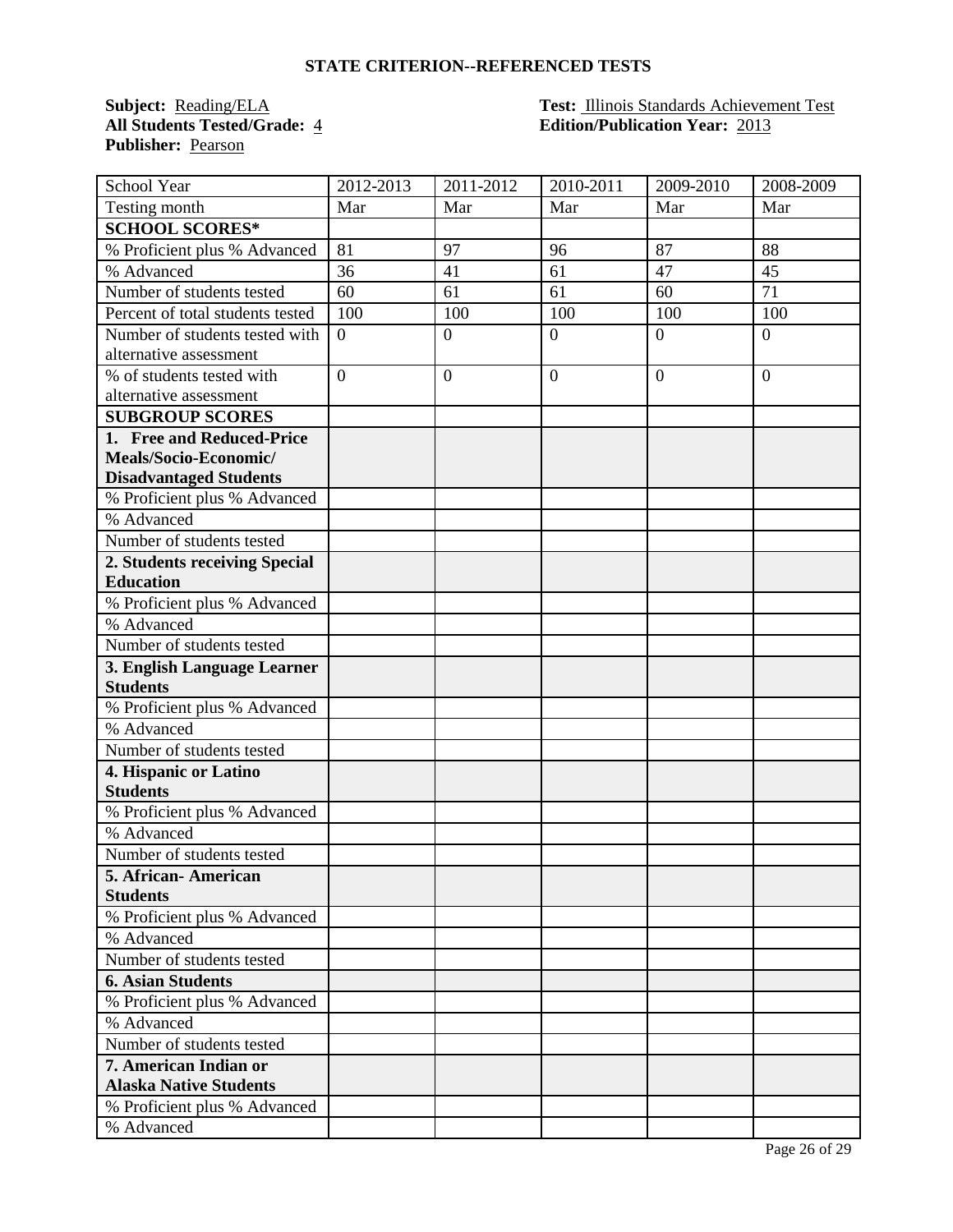**STATE CRITERION--REFERENCED TESTS**

**Subject:** Reading/ELA
**All Students Tested/Grade:** 4
**Publisher:** Pearson

**Test:** Illinois Standards Achievement Test
**Edition/Publication Year:** 2013

| School Year | 2012-2013 | 2011-2012 | 2010-2011 | 2009-2010 | 2008-2009 |
|---|---|---|---|---|---|
| Testing month | Mar | Mar | Mar | Mar | Mar |
| **SCHOOL SCORES*** | | | | | |
| % Proficient plus % Advanced | 81 | 97 | 96 | 87 | 88 |
| % Advanced | 36 | 41 | 61 | 47 | 45 |
| Number of students tested | 60 | 61 | 61 | 60 | 71 |
| Percent of total students tested | 100 | 100 | 100 | 100 | 100 |
| Number of students tested with alternative assessment | 0 | 0 | 0 | 0 | 0 |
| % of students tested with alternative assessment | 0 | 0 | 0 | 0 | 0 |
| **SUBGROUP SCORES** | | | | | |
| **1. Free and Reduced-Price Meals/Socio-Economic/ Disadvantaged Students** | | | | | |
| % Proficient plus % Advanced | | | | | |
| % Advanced | | | | | |
| Number of students tested | | | | | |
| **2. Students receiving Special Education** | | | | | |
| % Proficient plus % Advanced | | | | | |
| % Advanced | | | | | |
| Number of students tested | | | | | |
| **3. English Language Learner Students** | | | | | |
| % Proficient plus % Advanced | | | | | |
| % Advanced | | | | | |
| Number of students tested | | | | | |
| **4. Hispanic or Latino Students** | | | | | |
| % Proficient plus % Advanced | | | | | |
| % Advanced | | | | | |
| Number of students tested | | | | | |
| **5. African- American Students** | | | | | |
| % Proficient plus % Advanced | | | | | |
| % Advanced | | | | | |
| Number of students tested | | | | | |
| **6. Asian Students** | | | | | |
| % Proficient plus % Advanced | | | | | |
| % Advanced | | | | | |
| Number of students tested | | | | | |
| **7. American Indian or Alaska Native Students** | | | | | |
| % Proficient plus % Advanced | | | | | |
| % Advanced | | | | | |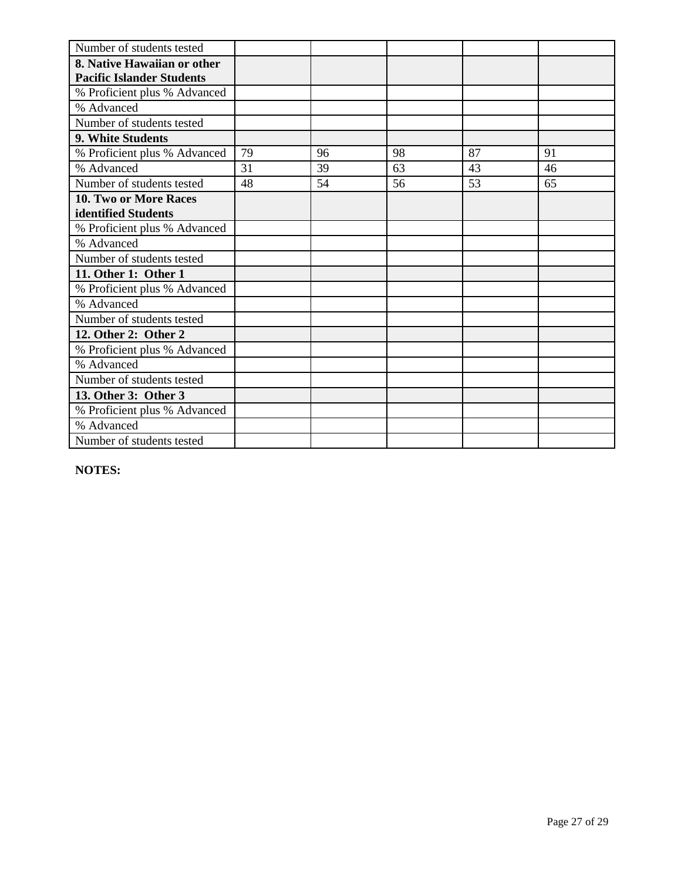| Number of students tested | | | | | |
|---|---|---|---|---|---|
| **8. Native Hawaiian or other Pacific Islander Students** | | | | | |
| % Proficient plus % Advanced | | | | | |
| % Advanced | | | | | |
| Number of students tested | | | | | |
| **9. White Students** | | | | | |
| % Proficient plus % Advanced | 79 | 96 | 98 | 87 | 91 |
| % Advanced | 31 | 39 | 63 | 43 | 46 |
| Number of students tested | 48 | 54 | 56 | 53 | 65 |
| **10. Two or More Races identified Students** | | | | | |
| % Proficient plus % Advanced | | | | | |
| % Advanced | | | | | |
| Number of students tested | | | | | |
| **11. Other 1: Other 1** | | | | | |
| % Proficient plus % Advanced | | | | | |
| % Advanced | | | | | |
| Number of students tested | | | | | |
| **12. Other 2: Other 2** | | | | | |
| % Proficient plus % Advanced | | | | | |
| % Advanced | | | | | |
| Number of students tested | | | | | |
| **13. Other 3: Other 3** | | | | | |
| % Proficient plus % Advanced | | | | | |
| % Advanced | | | | | |
| Number of students tested | | | | | |

**NOTES:**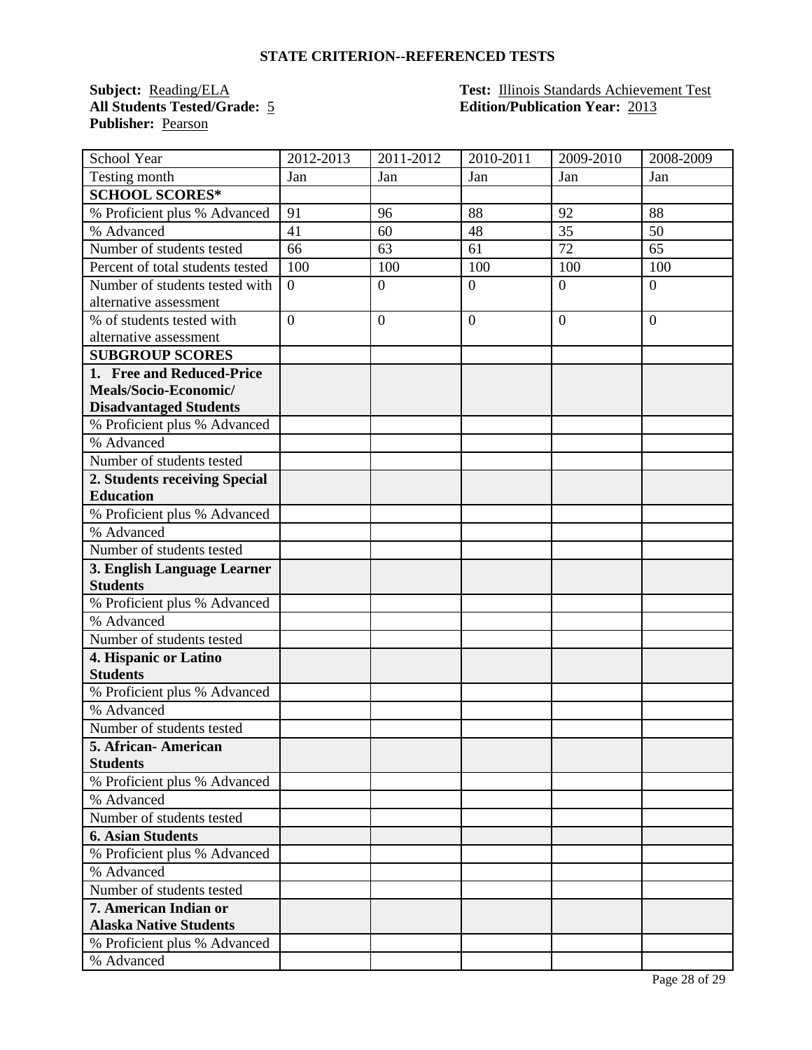## STATE CRITERION--REFERENCED TESTS

**Subject:** Reading/ELA
**All Students Tested/Grade:** 5
**Publisher:** Pearson

**Test:** Illinois Standards Achievement Test
**Edition/Publication Year:** 2013

| School Year | 2012-2013 | 2011-2012 | 2010-2011 | 2009-2010 | 2008-2009 |
|---|---|---|---|---|---|
| Testing month | Jan | Jan | Jan | Jan | Jan |
| **SCHOOL SCORES*** | | | | | |
| % Proficient plus % Advanced | 91 | 96 | 88 | 92 | 88 |
| % Advanced | 41 | 60 | 48 | 35 | 50 |
| Number of students tested | 66 | 63 | 61 | 72 | 65 |
| Percent of total students tested | 100 | 100 | 100 | 100 | 100 |
| Number of students tested with alternative assessment | 0 | 0 | 0 | 0 | 0 |
| % of students tested with alternative assessment | 0 | 0 | 0 | 0 | 0 |
| **SUBGROUP SCORES** | | | | | |
| **1. Free and Reduced-Price Meals/Socio-Economic/ Disadvantaged Students** | | | | | |
| % Proficient plus % Advanced | | | | | |
| % Advanced | | | | | |
| Number of students tested | | | | | |
| **2. Students receiving Special Education** | | | | | |
| % Proficient plus % Advanced | | | | | |
| % Advanced | | | | | |
| Number of students tested | | | | | |
| **3. English Language Learner Students** | | | | | |
| % Proficient plus % Advanced | | | | | |
| % Advanced | | | | | |
| Number of students tested | | | | | |
| **4. Hispanic or Latino Students** | | | | | |
| % Proficient plus % Advanced | | | | | |
| % Advanced | | | | | |
| Number of students tested | | | | | |
| **5. African- American Students** | | | | | |
| % Proficient plus % Advanced | | | | | |
| % Advanced | | | | | |
| Number of students tested | | | | | |
| **6. Asian Students** | | | | | |
| % Proficient plus % Advanced | | | | | |
| % Advanced | | | | | |
| Number of students tested | | | | | |
| **7. American Indian or Alaska Native Students** | | | | | |
| % Proficient plus % Advanced | | | | | |
| % Advanced | | | | | |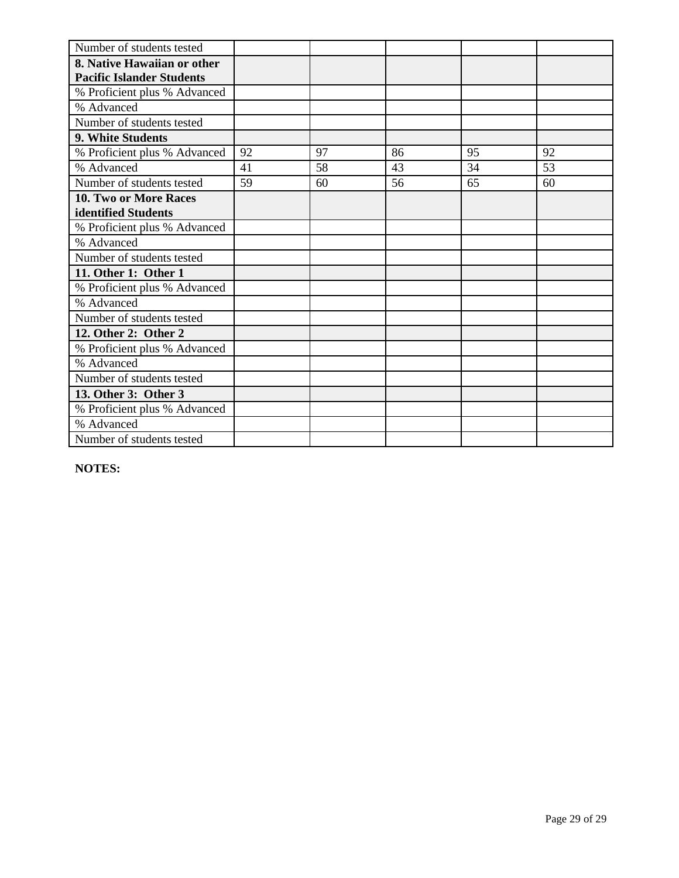| | | | | | |
|---|---|---|---|---|---|
| Number of students tested | | | | | |
| **8. Native Hawaiian or other Pacific Islander Students** | | | | | |
| % Proficient plus % Advanced | | | | | |
| % Advanced | | | | | |
| Number of students tested | | | | | |
| **9. White Students** | | | | | |
| % Proficient plus % Advanced | 92 | 97 | 86 | 95 | 92 |
| % Advanced | 41 | 58 | 43 | 34 | 53 |
| Number of students tested | 59 | 60 | 56 | 65 | 60 |
| **10. Two or More Races identified Students** | | | | | |
| % Proficient plus % Advanced | | | | | |
| % Advanced | | | | | |
| Number of students tested | | | | | |
| **11. Other 1: Other 1** | | | | | |
| % Proficient plus % Advanced | | | | | |
| % Advanced | | | | | |
| Number of students tested | | | | | |
| **12. Other 2: Other 2** | | | | | |
| % Proficient plus % Advanced | | | | | |
| % Advanced | | | | | |
| Number of students tested | | | | | |
| **13. Other 3: Other 3** | | | | | |
| % Proficient plus % Advanced | | | | | |
| % Advanced | | | | | |
| Number of students tested | | | | | |

**NOTES:**